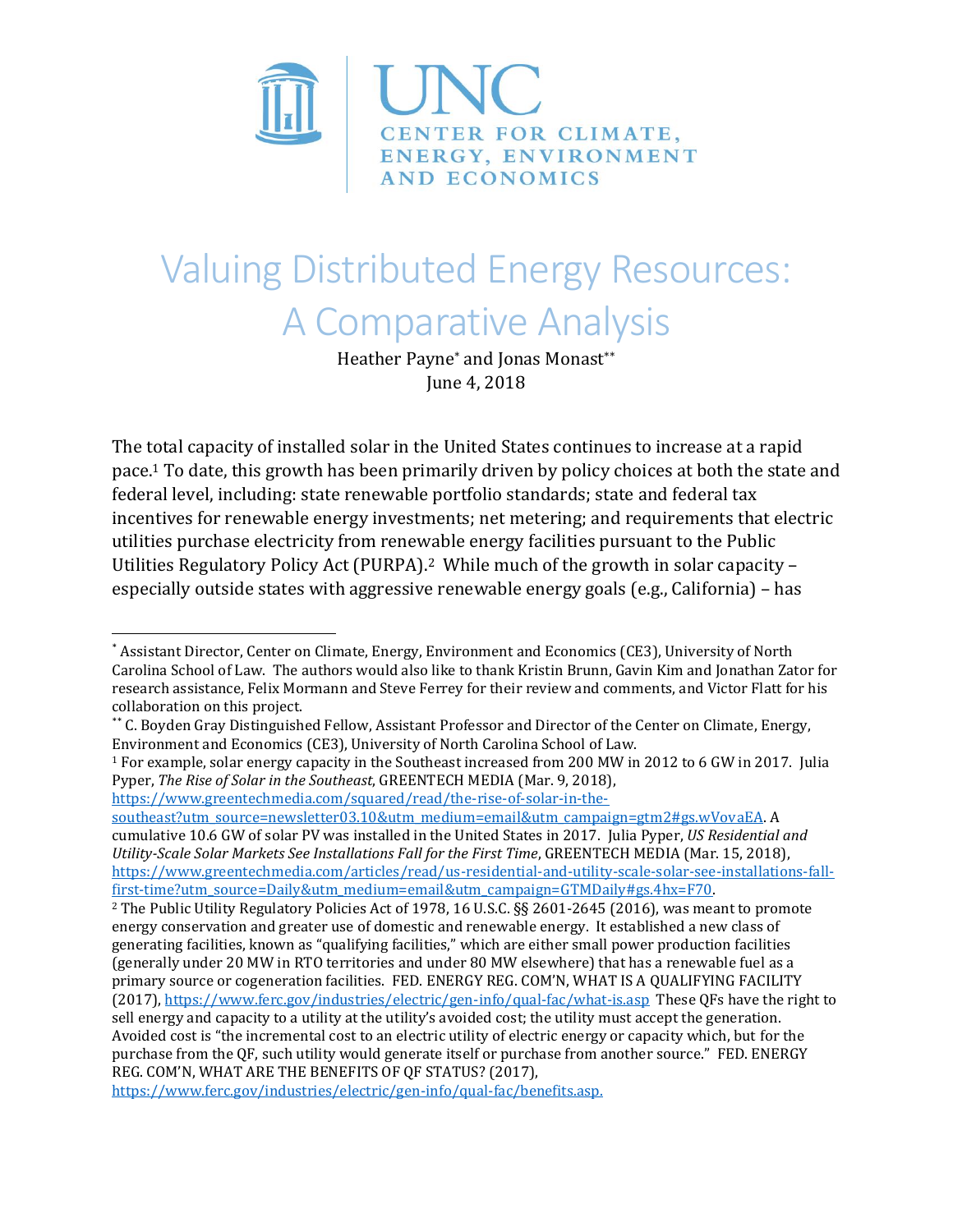UNC CENTER FOR CLIMATE, ENERGY, ENVIRONMENT AND ECONOMICS

# Valuing Distributed Energy Resources: A Comparative Analysis

Heather Payne* and Jonas Monast**

June 4, 2018

The total capacity of installed solar in the United States continues to increase at a rapid pace.[1] To date, this growth has been primarily driven by policy choices at both the state and federal level, including: state renewable portfolio standards; state and federal tax incentives for renewable energy investments; net metering; and requirements that electric utilities purchase electricity from renewable energy facilities pursuant to the Public Utilities Regulatory Policy Act (PURPA).[2] While much of the growth in solar capacity – especially outside states with aggressive renewable energy goals (e.g., California) – has

---

* Assistant Director, Center on Climate, Energy, Environment and Economics (CE3), University of North Carolina School of Law. The authors would also like to thank Kristin Brunn, Gavin Kim and Jonathan Zator for research assistance, Felix Mormann and Steve Ferrey for their review and comments, and Victor Flatt for his collaboration on this project.

** C. Boyden Gray Distinguished Fellow, Assistant Professor and Director of the Center on Climate, Energy, Environment and Economics (CE3), University of North Carolina School of Law.

[1] For example, solar energy capacity in the Southeast increased from 200 MW in 2012 to 6 GW in 2017. Julia Pyper, *The Rise of Solar in the Southeast*, GREENTECH MEDIA (Mar. 9, 2018), https://www.greentechmedia.com/squared/read/the-rise-of-solar-in-the-southeast?utm_source=newsletter03.10&utm_medium=email&utm_campaign=gtm2#gs.wVovaEA. A cumulative 10.6 GW of solar PV was installed in the United States in 2017. Julia Pyper, *US Residential and Utility-Scale Solar Markets See Installations Fall for the First Time*, GREENTECH MEDIA (Mar. 15, 2018), https://www.greentechmedia.com/articles/read/us-residential-and-utility-scale-solar-see-installations-fall-first-time?utm_source=Daily&utm_medium=email&utm_campaign=GTMDaily#gs.4hx=F70.

[2] The Public Utility Regulatory Policies Act of 1978, 16 U.S.C. §§ 2601-2645 (2016), was meant to promote energy conservation and greater use of domestic and renewable energy. It established a new class of generating facilities, known as "qualifying facilities," which are either small power production facilities (generally under 20 MW in RTO territories and under 80 MW elsewhere) that has a renewable fuel as a primary source or cogeneration facilities. FED. ENERGY REG. COM'N, WHAT IS A QUALIFYING FACILITY (2017), https://www.ferc.gov/industries/electric/gen-info/qual-fac/what-is.asp These QFs have the right to sell energy and capacity to a utility at the utility's avoided cost; the utility must accept the generation. Avoided cost is "the incremental cost to an electric utility of electric energy or capacity which, but for the purchase from the QF, such utility would generate itself or purchase from another source." FED. ENERGY REG. COM'N, WHAT ARE THE BENEFITS OF QF STATUS? (2017), https://www.ferc.gov/industries/electric/gen-info/qual-fac/benefits.asp.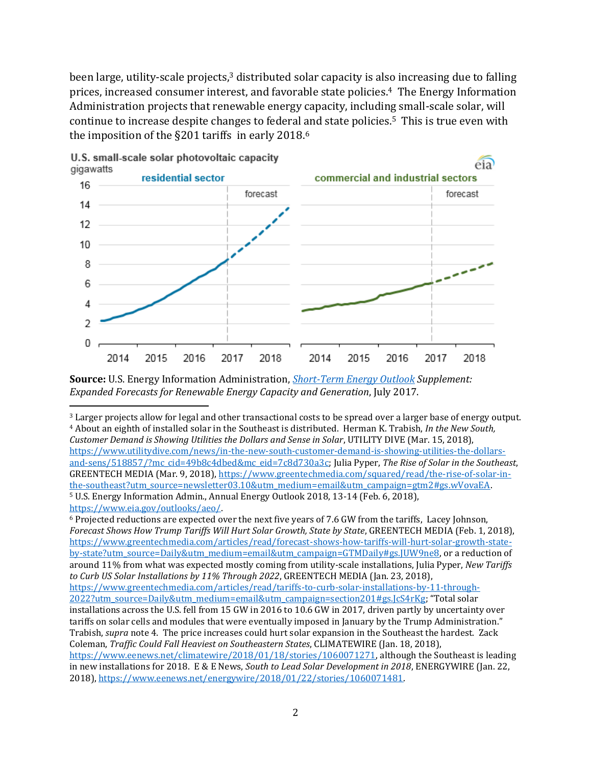been large, utility-scale projects,[3] distributed solar capacity is also increasing due to falling prices, increased consumer interest, and favorable state policies.[4] The Energy Information Administration projects that renewable energy capacity, including small-scale solar, will continue to increase despite changes to federal and state policies.[5] This is true even with the imposition of the §201 tariffs in early 2018.[6]

**Source:** U.S. Energy Information Administration, *Short-Term Energy Outlook Supplement: Expanded Forecasts for Renewable Energy Capacity and Generation*, July 2017.

---

[3] Larger projects allow for legal and other transactional costs to be spread over a larger base of energy output.

[4] About an eighth of installed solar in the Southeast is distributed. Herman K. Trabish, *In the New South, Customer Demand is Showing Utilities the Dollars and Sense in Solar*, UTILITY DIVE (Mar. 15, 2018), https://www.utilitydive.com/news/in-the-new-south-customer-demand-is-showing-utilities-the-dollars-and-sens/518857/?mc_cid=49b8c4dbed&mc_eid=7c8d730a3c; Julia Pyper, *The Rise of Solar in the Southeast*, GREENTECH MEDIA (Mar. 9, 2018), https://www.greentechmedia.com/squared/read/the-rise-of-solar-in-the-southeast?utm_source=newsletter03.10&utm_medium=email&utm_campaign=gtm2#gs.wVovaEA.

[5] U.S. Energy Information Admin., Annual Energy Outlook 2018, 13-14 (Feb. 6, 2018), https://www.eia.gov/outlooks/aeo/.

[6] Projected reductions are expected over the next five years of 7.6 GW from the tariffs, Lacey Johnson, *Forecast Shows How Trump Tariffs Will Hurt Solar Growth, State by State*, GREENTECH MEDIA (Feb. 1, 2018), https://www.greentechmedia.com/articles/read/forecast-shows-how-tariffs-will-hurt-solar-growth-state-by-state?utm_source=Daily&utm_medium=email&utm_campaign=GTMDaily#gs.JUW9ne8, or a reduction of around 11% from what was expected mostly coming from utility-scale installations, Julia Pyper, *New Tariffs to Curb US Solar Installations by 11% Through 2022*, GREENTECH MEDIA (Jan. 23, 2018), https://www.greentechmedia.com/articles/read/tariffs-to-curb-solar-installations-by-11-through-2022?utm_source=Daily&utm_medium=email&utm_campaign=section201#gs.JcS4rKg; "Total solar installations across the U.S. fell from 15 GW in 2016 to 10.6 GW in 2017, driven partly by uncertainty over tariffs on solar cells and modules that were eventually imposed in January by the Trump Administration." Trabish, *supra* note 4. The price increases could hurt solar expansion in the Southeast the hardest. Zack Coleman, *Traffic Could Fall Heaviest on Southeastern States*, CLIMATEWIRE (Jan. 18, 2018), https://www.eenews.net/climatewire/2018/01/18/stories/1060071271, although the Southeast is leading in new installations for 2018. E & E News, *South to Lead Solar Development in 2018*, ENERGYWIRE (Jan. 22, 2018), https://www.eenews.net/energywire/2018/01/22/stories/1060071481.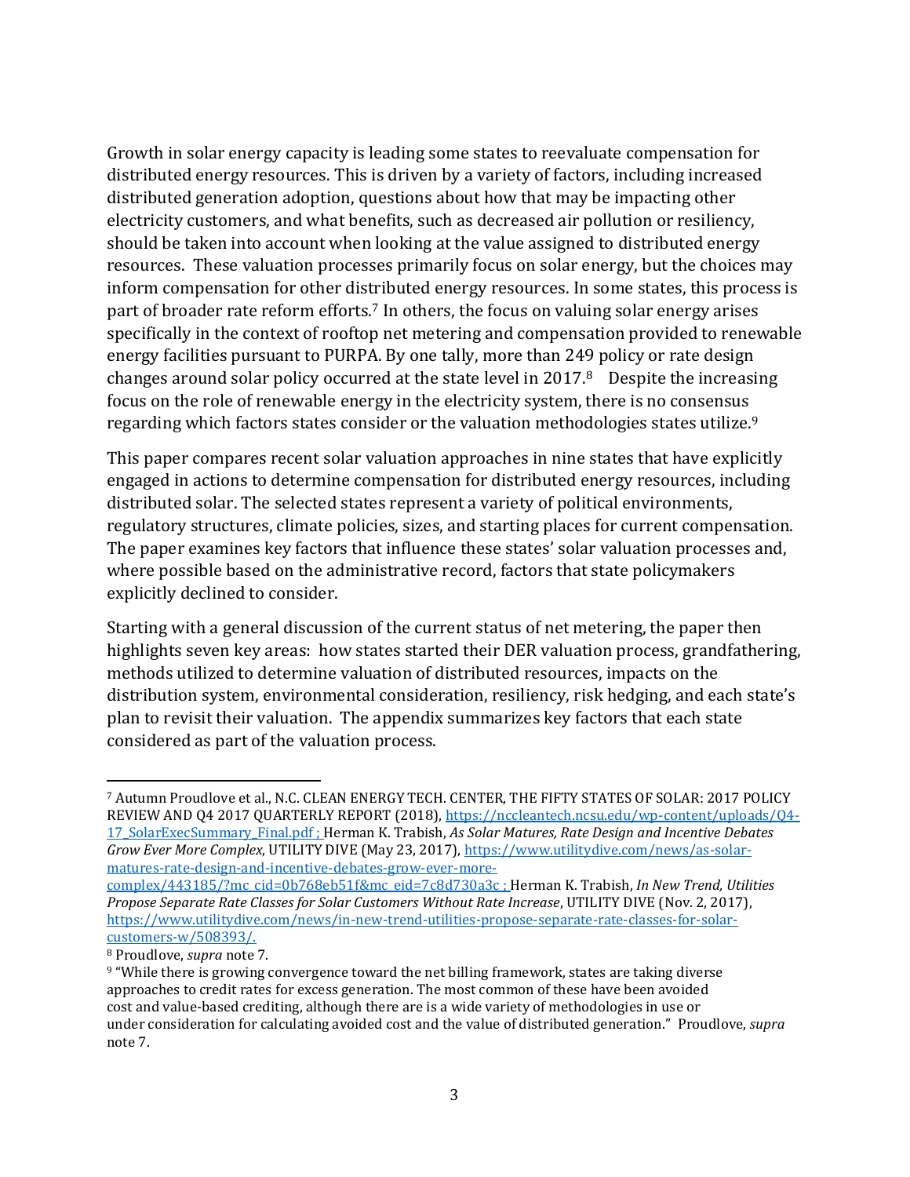Growth in solar energy capacity is leading some states to reevaluate compensation for distributed energy resources. This is driven by a variety of factors, including increased distributed generation adoption, questions about how that may be impacting other electricity customers, and what benefits, such as decreased air pollution or resiliency, should be taken into account when looking at the value assigned to distributed energy resources. These valuation processes primarily focus on solar energy, but the choices may inform compensation for other distributed energy resources. In some states, this process is part of broader rate reform efforts.[7] In others, the focus on valuing solar energy arises specifically in the context of rooftop net metering and compensation provided to renewable energy facilities pursuant to PURPA. By one tally, more than 249 policy or rate design changes around solar policy occurred at the state level in 2017.[8] Despite the increasing focus on the role of renewable energy in the electricity system, there is no consensus regarding which factors states consider or the valuation methodologies states utilize.[9]

This paper compares recent solar valuation approaches in nine states that have explicitly engaged in actions to determine compensation for distributed energy resources, including distributed solar. The selected states represent a variety of political environments, regulatory structures, climate policies, sizes, and starting places for current compensation. The paper examines key factors that influence these states' solar valuation processes and, where possible based on the administrative record, factors that state policymakers explicitly declined to consider.

Starting with a general discussion of the current status of net metering, the paper then highlights seven key areas: how states started their DER valuation process, grandfathering, methods utilized to determine valuation of distributed resources, impacts on the distribution system, environmental consideration, resiliency, risk hedging, and each state's plan to revisit their valuation. The appendix summarizes key factors that each state considered as part of the valuation process.

---

[7] Autumn Proudlove et al., N.C. CLEAN ENERGY TECH. CENTER, THE FIFTY STATES OF SOLAR: 2017 POLICY REVIEW AND Q4 2017 QUARTERLY REPORT (2018), https://nccleantech.ncsu.edu/wp-content/uploads/Q4-17_SolarExecSummary_Final.pdf ; Herman K. Trabish, *As Solar Matures, Rate Design and Incentive Debates Grow Ever More Complex*, UTILITY DIVE (May 23, 2017), https://www.utilitydive.com/news/as-solar-matures-rate-design-and-incentive-debates-grow-ever-more-complex/443185/?mc_cid=0b768eb51f&mc_eid=7c8d730a3c ; Herman K. Trabish, *In New Trend, Utilities Propose Separate Rate Classes for Solar Customers Without Rate Increase*, UTILITY DIVE (Nov. 2, 2017), https://www.utilitydive.com/news/in-new-trend-utilities-propose-separate-rate-classes-for-solar-customers-w/508393/.

[8] Proudlove, *supra* note 7.

[9] "While there is growing convergence toward the net billing framework, states are taking diverse approaches to credit rates for excess generation. The most common of these have been avoided cost and value-based crediting, although there are is a wide variety of methodologies in use or under consideration for calculating avoided cost and the value of distributed generation." Proudlove, *supra* note 7.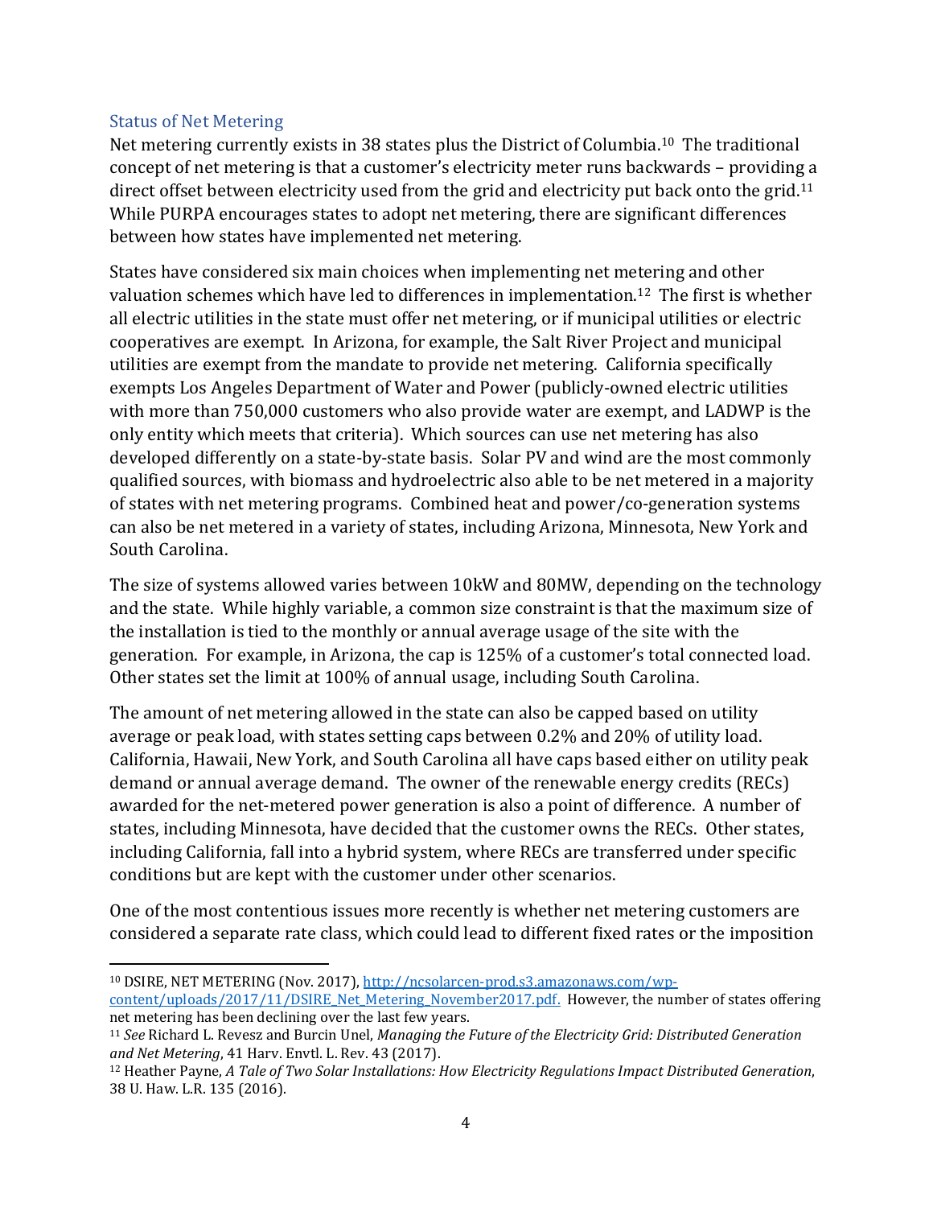## Status of Net Metering

Net metering currently exists in 38 states plus the District of Columbia.[10] The traditional concept of net metering is that a customer's electricity meter runs backwards – providing a direct offset between electricity used from the grid and electricity put back onto the grid.[11] While PURPA encourages states to adopt net metering, there are significant differences between how states have implemented net metering.

States have considered six main choices when implementing net metering and other valuation schemes which have led to differences in implementation.[12] The first is whether all electric utilities in the state must offer net metering, or if municipal utilities or electric cooperatives are exempt. In Arizona, for example, the Salt River Project and municipal utilities are exempt from the mandate to provide net metering. California specifically exempts Los Angeles Department of Water and Power (publicly-owned electric utilities with more than 750,000 customers who also provide water are exempt, and LADWP is the only entity which meets that criteria). Which sources can use net metering has also developed differently on a state-by-state basis. Solar PV and wind are the most commonly qualified sources, with biomass and hydroelectric also able to be net metered in a majority of states with net metering programs. Combined heat and power/co-generation systems can also be net metered in a variety of states, including Arizona, Minnesota, New York and South Carolina.

The size of systems allowed varies between 10kW and 80MW, depending on the technology and the state. While highly variable, a common size constraint is that the maximum size of the installation is tied to the monthly or annual average usage of the site with the generation. For example, in Arizona, the cap is 125% of a customer's total connected load. Other states set the limit at 100% of annual usage, including South Carolina.

The amount of net metering allowed in the state can also be capped based on utility average or peak load, with states setting caps between 0.2% and 20% of utility load. California, Hawaii, New York, and South Carolina all have caps based either on utility peak demand or annual average demand. The owner of the renewable energy credits (RECs) awarded for the net-metered power generation is also a point of difference. A number of states, including Minnesota, have decided that the customer owns the RECs. Other states, including California, fall into a hybrid system, where RECs are transferred under specific conditions but are kept with the customer under other scenarios.

One of the most contentious issues more recently is whether net metering customers are considered a separate rate class, which could lead to different fixed rates or the imposition

---

[10] DSIRE, NET METERING (Nov. 2017), [http://ncsolarcen-prod.s3.amazonaws.com/wp-content/uploads/2017/11/DSIRE_Net_Metering_November2017.pdf.](http://ncsolarcen-prod.s3.amazonaws.com/wp-content/uploads/2017/11/DSIRE_Net_Metering_November2017.pdf) However, the number of states offering net metering has been declining over the last few years.

[11] *See* Richard L. Revesz and Burcin Unel, *Managing the Future of the Electricity Grid: Distributed Generation and Net Metering*, 41 Harv. Envtl. L. Rev. 43 (2017).

[12] Heather Payne, *A Tale of Two Solar Installations: How Electricity Regulations Impact Distributed Generation*, 38 U. Haw. L.R. 135 (2016).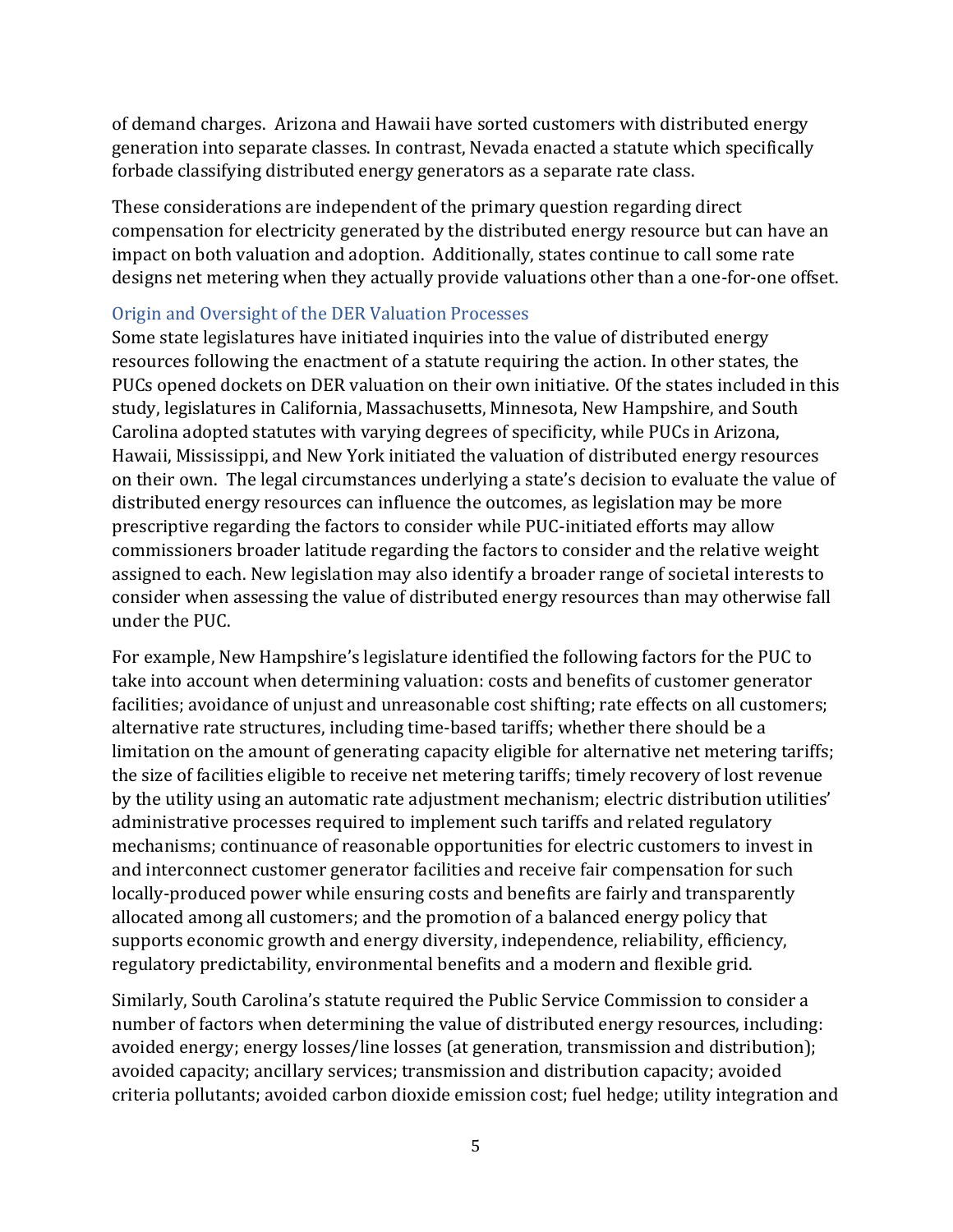of demand charges. Arizona and Hawaii have sorted customers with distributed energy generation into separate classes. In contrast, Nevada enacted a statute which specifically forbade classifying distributed energy generators as a separate rate class.

These considerations are independent of the primary question regarding direct compensation for electricity generated by the distributed energy resource but can have an impact on both valuation and adoption. Additionally, states continue to call some rate designs net metering when they actually provide valuations other than a one-for-one offset.

### Origin and Oversight of the DER Valuation Processes

Some state legislatures have initiated inquiries into the value of distributed energy resources following the enactment of a statute requiring the action. In other states, the PUCs opened dockets on DER valuation on their own initiative. Of the states included in this study, legislatures in California, Massachusetts, Minnesota, New Hampshire, and South Carolina adopted statutes with varying degrees of specificity, while PUCs in Arizona, Hawaii, Mississippi, and New York initiated the valuation of distributed energy resources on their own. The legal circumstances underlying a state's decision to evaluate the value of distributed energy resources can influence the outcomes, as legislation may be more prescriptive regarding the factors to consider while PUC-initiated efforts may allow commissioners broader latitude regarding the factors to consider and the relative weight assigned to each. New legislation may also identify a broader range of societal interests to consider when assessing the value of distributed energy resources than may otherwise fall under the PUC.

For example, New Hampshire's legislature identified the following factors for the PUC to take into account when determining valuation: costs and benefits of customer generator facilities; avoidance of unjust and unreasonable cost shifting; rate effects on all customers; alternative rate structures, including time-based tariffs; whether there should be a limitation on the amount of generating capacity eligible for alternative net metering tariffs; the size of facilities eligible to receive net metering tariffs; timely recovery of lost revenue by the utility using an automatic rate adjustment mechanism; electric distribution utilities' administrative processes required to implement such tariffs and related regulatory mechanisms; continuance of reasonable opportunities for electric customers to invest in and interconnect customer generator facilities and receive fair compensation for such locally-produced power while ensuring costs and benefits are fairly and transparently allocated among all customers; and the promotion of a balanced energy policy that supports economic growth and energy diversity, independence, reliability, efficiency, regulatory predictability, environmental benefits and a modern and flexible grid.

Similarly, South Carolina's statute required the Public Service Commission to consider a number of factors when determining the value of distributed energy resources, including: avoided energy; energy losses/line losses (at generation, transmission and distribution); avoided capacity; ancillary services; transmission and distribution capacity; avoided criteria pollutants; avoided carbon dioxide emission cost; fuel hedge; utility integration and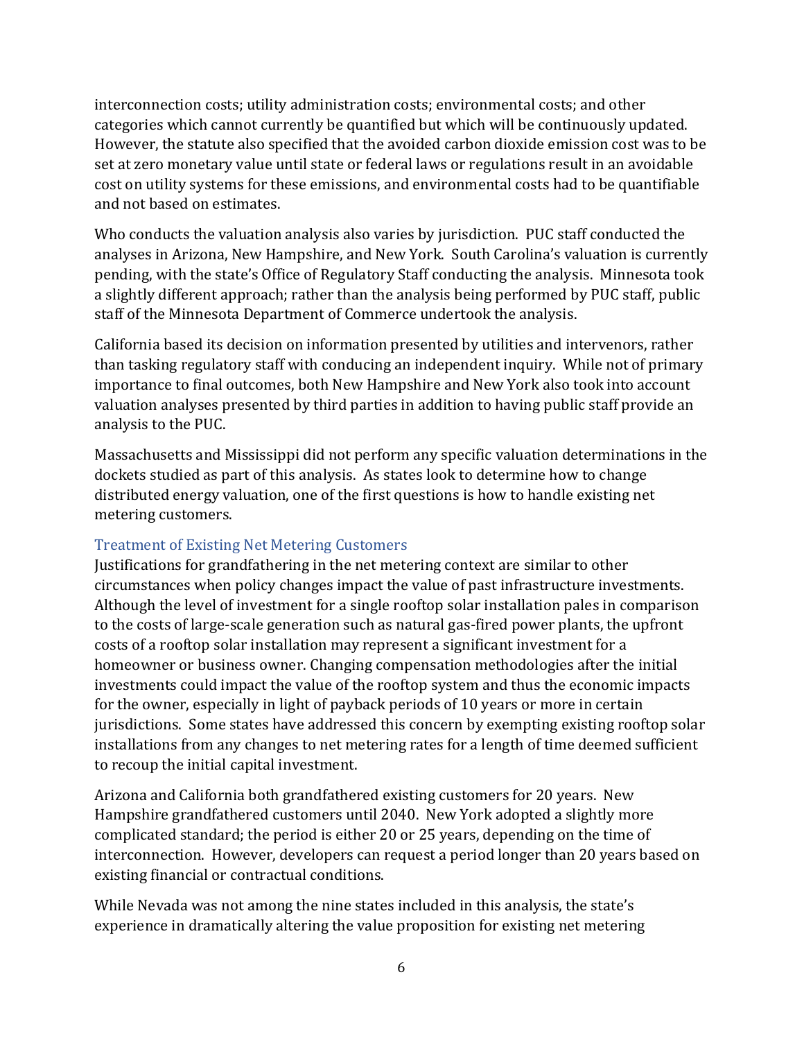interconnection costs; utility administration costs; environmental costs; and other categories which cannot currently be quantified but which will be continuously updated. However, the statute also specified that the avoided carbon dioxide emission cost was to be set at zero monetary value until state or federal laws or regulations result in an avoidable cost on utility systems for these emissions, and environmental costs had to be quantifiable and not based on estimates.

Who conducts the valuation analysis also varies by jurisdiction. PUC staff conducted the analyses in Arizona, New Hampshire, and New York. South Carolina's valuation is currently pending, with the state's Office of Regulatory Staff conducting the analysis. Minnesota took a slightly different approach; rather than the analysis being performed by PUC staff, public staff of the Minnesota Department of Commerce undertook the analysis.

California based its decision on information presented by utilities and intervenors, rather than tasking regulatory staff with conducing an independent inquiry. While not of primary importance to final outcomes, both New Hampshire and New York also took into account valuation analyses presented by third parties in addition to having public staff provide an analysis to the PUC.

Massachusetts and Mississippi did not perform any specific valuation determinations in the dockets studied as part of this analysis. As states look to determine how to change distributed energy valuation, one of the first questions is how to handle existing net metering customers.

### Treatment of Existing Net Metering Customers

Justifications for grandfathering in the net metering context are similar to other circumstances when policy changes impact the value of past infrastructure investments. Although the level of investment for a single rooftop solar installation pales in comparison to the costs of large-scale generation such as natural gas-fired power plants, the upfront costs of a rooftop solar installation may represent a significant investment for a homeowner or business owner. Changing compensation methodologies after the initial investments could impact the value of the rooftop system and thus the economic impacts for the owner, especially in light of payback periods of 10 years or more in certain jurisdictions. Some states have addressed this concern by exempting existing rooftop solar installations from any changes to net metering rates for a length of time deemed sufficient to recoup the initial capital investment.

Arizona and California both grandfathered existing customers for 20 years. New Hampshire grandfathered customers until 2040. New York adopted a slightly more complicated standard; the period is either 20 or 25 years, depending on the time of interconnection. However, developers can request a period longer than 20 years based on existing financial or contractual conditions.

While Nevada was not among the nine states included in this analysis, the state's experience in dramatically altering the value proposition for existing net metering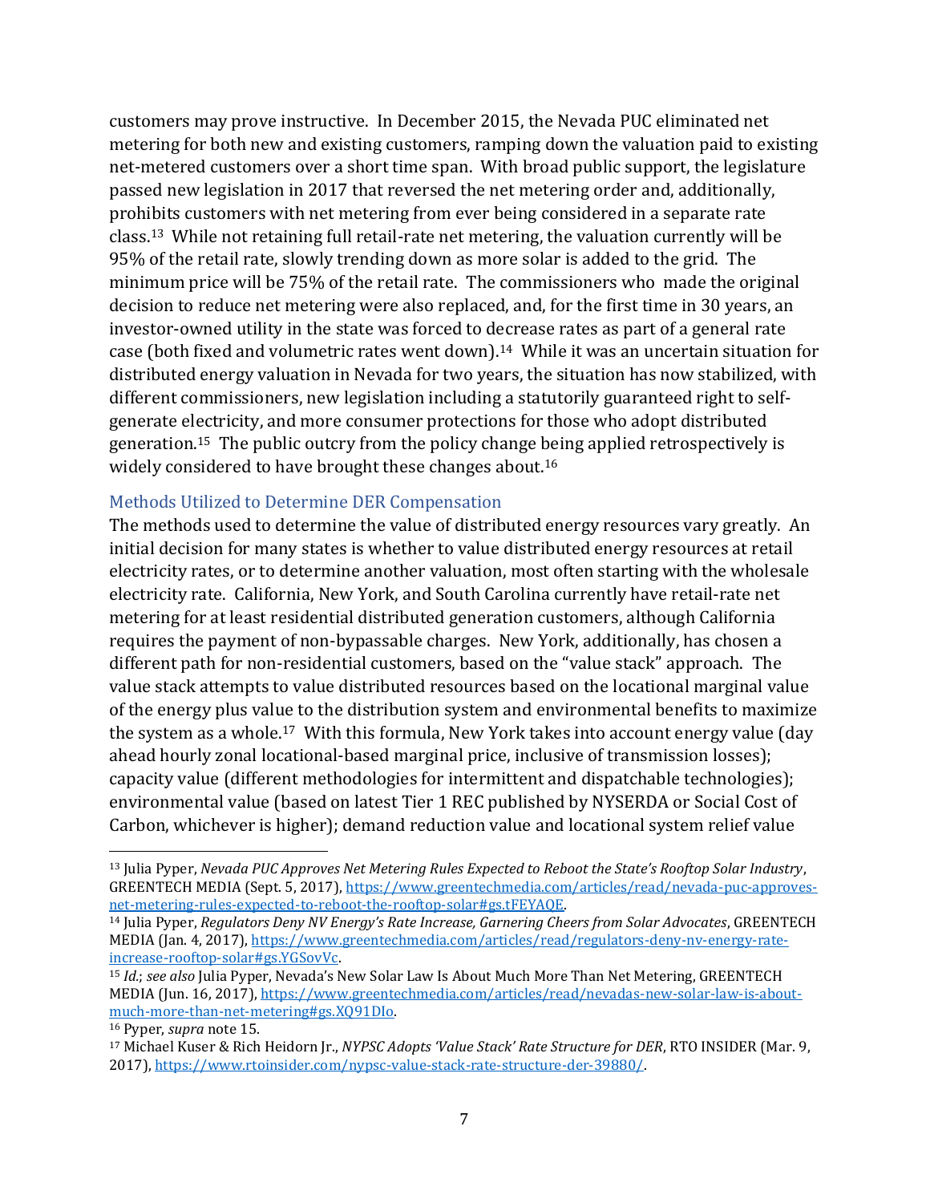customers may prove instructive. In December 2015, the Nevada PUC eliminated net metering for both new and existing customers, ramping down the valuation paid to existing net-metered customers over a short time span. With broad public support, the legislature passed new legislation in 2017 that reversed the net metering order and, additionally, prohibits customers with net metering from ever being considered in a separate rate class.[13] While not retaining full retail-rate net metering, the valuation currently will be 95% of the retail rate, slowly trending down as more solar is added to the grid. The minimum price will be 75% of the retail rate. The commissioners who made the original decision to reduce net metering were also replaced, and, for the first time in 30 years, an investor-owned utility in the state was forced to decrease rates as part of a general rate case (both fixed and volumetric rates went down).[14] While it was an uncertain situation for distributed energy valuation in Nevada for two years, the situation has now stabilized, with different commissioners, new legislation including a statutorily guaranteed right to self-generate electricity, and more consumer protections for those who adopt distributed generation.[15] The public outcry from the policy change being applied retrospectively is widely considered to have brought these changes about.[16]

## Methods Utilized to Determine DER Compensation

The methods used to determine the value of distributed energy resources vary greatly. An initial decision for many states is whether to value distributed energy resources at retail electricity rates, or to determine another valuation, most often starting with the wholesale electricity rate. California, New York, and South Carolina currently have retail-rate net metering for at least residential distributed generation customers, although California requires the payment of non-bypassable charges. New York, additionally, has chosen a different path for non-residential customers, based on the "value stack" approach. The value stack attempts to value distributed resources based on the locational marginal value of the energy plus value to the distribution system and environmental benefits to maximize the system as a whole.[17] With this formula, New York takes into account energy value (day ahead hourly zonal locational-based marginal price, inclusive of transmission losses); capacity value (different methodologies for intermittent and dispatchable technologies); environmental value (based on latest Tier 1 REC published by NYSERDA or Social Cost of Carbon, whichever is higher); demand reduction value and locational system relief value

---

[13] Julia Pyper, *Nevada PUC Approves Net Metering Rules Expected to Reboot the State's Rooftop Solar Industry*, GREENTECH MEDIA (Sept. 5, 2017), https://www.greentechmedia.com/articles/read/nevada-puc-approves-net-metering-rules-expected-to-reboot-the-rooftop-solar#gs.tFEYAQE.

[14] Julia Pyper, *Regulators Deny NV Energy's Rate Increase, Garnering Cheers from Solar Advocates*, GREENTECH MEDIA (Jan. 4, 2017), https://www.greentechmedia.com/articles/read/regulators-deny-nv-energy-rate-increase-rooftop-solar#gs.YGSovVc.

[15] *Id.*; *see also* Julia Pyper, Nevada's New Solar Law Is About Much More Than Net Metering, GREENTECH MEDIA (Jun. 16, 2017), https://www.greentechmedia.com/articles/read/nevadas-new-solar-law-is-about-much-more-than-net-metering#gs.XQ91DIo.

[16] Pyper, *supra* note 15.

[17] Michael Kuser & Rich Heidorn Jr., *NYPSC Adopts 'Value Stack' Rate Structure for DER*, RTO INSIDER (Mar. 9, 2017), https://www.rtoinsider.com/nypsc-value-stack-rate-structure-der-39880/.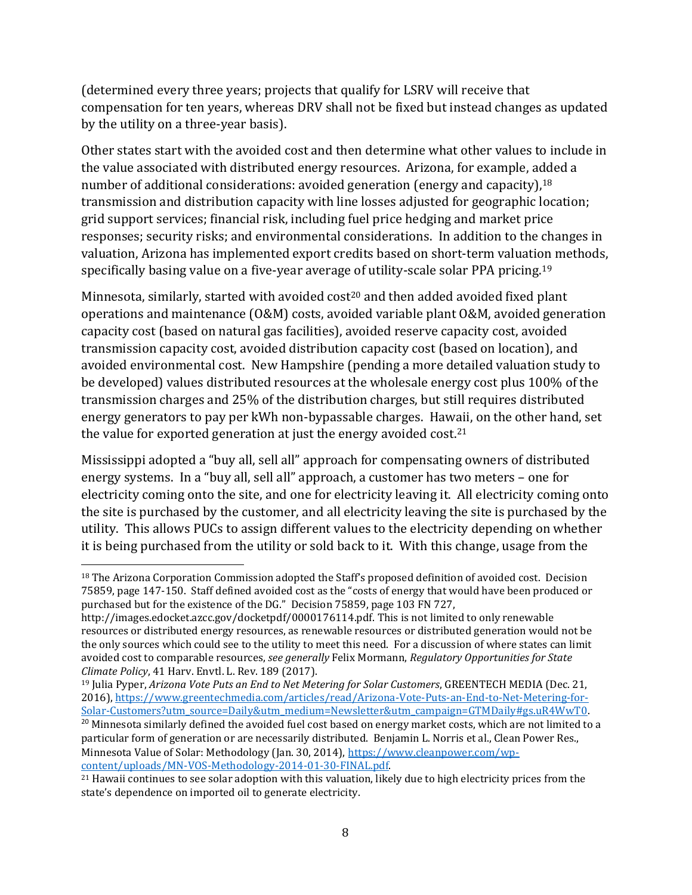(determined every three years; projects that qualify for LSRV will receive that compensation for ten years, whereas DRV shall not be fixed but instead changes as updated by the utility on a three-year basis).

Other states start with the avoided cost and then determine what other values to include in the value associated with distributed energy resources. Arizona, for example, added a number of additional considerations: avoided generation (energy and capacity),[18] transmission and distribution capacity with line losses adjusted for geographic location; grid support services; financial risk, including fuel price hedging and market price responses; security risks; and environmental considerations. In addition to the changes in valuation, Arizona has implemented export credits based on short-term valuation methods, specifically basing value on a five-year average of utility-scale solar PPA pricing.[19]

Minnesota, similarly, started with avoided cost[20] and then added avoided fixed plant operations and maintenance (O&M) costs, avoided variable plant O&M, avoided generation capacity cost (based on natural gas facilities), avoided reserve capacity cost, avoided transmission capacity cost, avoided distribution capacity cost (based on location), and avoided environmental cost. New Hampshire (pending a more detailed valuation study to be developed) values distributed resources at the wholesale energy cost plus 100% of the transmission charges and 25% of the distribution charges, but still requires distributed energy generators to pay per kWh non-bypassable charges. Hawaii, on the other hand, set the value for exported generation at just the energy avoided cost.[21]

Mississippi adopted a "buy all, sell all" approach for compensating owners of distributed energy systems. In a "buy all, sell all" approach, a customer has two meters – one for electricity coming onto the site, and one for electricity leaving it. All electricity coming onto the site is purchased by the customer, and all electricity leaving the site is purchased by the utility. This allows PUCs to assign different values to the electricity depending on whether it is being purchased from the utility or sold back to it. With this change, usage from the

---

[18] The Arizona Corporation Commission adopted the Staff's proposed definition of avoided cost. Decision 75859, page 147-150. Staff defined avoided cost as the "costs of energy that would have been produced or purchased but for the existence of the DG." Decision 75859, page 103 FN 727, http://images.edocket.azcc.gov/docketpdf/0000176114.pdf. This is not limited to only renewable resources or distributed energy resources, as renewable resources or distributed generation would not be the only sources which could see to the utility to meet this need. For a discussion of where states can limit avoided cost to comparable resources, *see generally* Felix Mormann, *Regulatory Opportunities for State Climate Policy*, 41 Harv. Envtl. L. Rev. 189 (2017).

[19] Julia Pyper, *Arizona Vote Puts an End to Net Metering for Solar Customers*, GREENTECH MEDIA (Dec. 21, 2016), https://www.greentechmedia.com/articles/read/Arizona-Vote-Puts-an-End-to-Net-Metering-for-Solar-Customers?utm_source=Daily&utm_medium=Newsletter&utm_campaign=GTMDaily#gs.uR4WwT0.

[20] Minnesota similarly defined the avoided fuel cost based on energy market costs, which are not limited to a particular form of generation or are necessarily distributed. Benjamin L. Norris et al., Clean Power Res., Minnesota Value of Solar: Methodology (Jan. 30, 2014), https://www.cleanpower.com/wp-content/uploads/MN-VOS-Methodology-2014-01-30-FINAL.pdf.

[21] Hawaii continues to see solar adoption with this valuation, likely due to high electricity prices from the state's dependence on imported oil to generate electricity.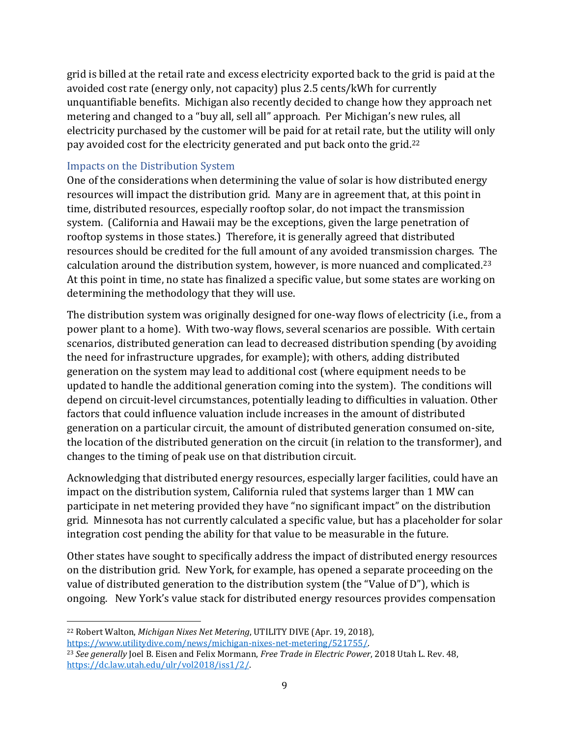grid is billed at the retail rate and excess electricity exported back to the grid is paid at the avoided cost rate (energy only, not capacity) plus 2.5 cents/kWh for currently unquantifiable benefits. Michigan also recently decided to change how they approach net metering and changed to a "buy all, sell all" approach. Per Michigan's new rules, all electricity purchased by the customer will be paid for at retail rate, but the utility will only pay avoided cost for the electricity generated and put back onto the grid.[22]

## Impacts on the Distribution System

One of the considerations when determining the value of solar is how distributed energy resources will impact the distribution grid. Many are in agreement that, at this point in time, distributed resources, especially rooftop solar, do not impact the transmission system. (California and Hawaii may be the exceptions, given the large penetration of rooftop systems in those states.) Therefore, it is generally agreed that distributed resources should be credited for the full amount of any avoided transmission charges. The calculation around the distribution system, however, is more nuanced and complicated.[23] At this point in time, no state has finalized a specific value, but some states are working on determining the methodology that they will use.

The distribution system was originally designed for one-way flows of electricity (i.e., from a power plant to a home). With two-way flows, several scenarios are possible. With certain scenarios, distributed generation can lead to decreased distribution spending (by avoiding the need for infrastructure upgrades, for example); with others, adding distributed generation on the system may lead to additional cost (where equipment needs to be updated to handle the additional generation coming into the system). The conditions will depend on circuit-level circumstances, potentially leading to difficulties in valuation. Other factors that could influence valuation include increases in the amount of distributed generation on a particular circuit, the amount of distributed generation consumed on-site, the location of the distributed generation on the circuit (in relation to the transformer), and changes to the timing of peak use on that distribution circuit.

Acknowledging that distributed energy resources, especially larger facilities, could have an impact on the distribution system, California ruled that systems larger than 1 MW can participate in net metering provided they have "no significant impact" on the distribution grid. Minnesota has not currently calculated a specific value, but has a placeholder for solar integration cost pending the ability for that value to be measurable in the future.

Other states have sought to specifically address the impact of distributed energy resources on the distribution grid. New York, for example, has opened a separate proceeding on the value of distributed generation to the distribution system (the "Value of D"), which is ongoing. New York's value stack for distributed energy resources provides compensation

---

[22] Robert Walton, *Michigan Nixes Net Metering*, UTILITY DIVE (Apr. 19, 2018), https://www.utilitydive.com/news/michigan-nixes-net-metering/521755/.

[23] *See generally* Joel B. Eisen and Felix Mormann, *Free Trade in Electric Power*, 2018 Utah L. Rev. 48, https://dc.law.utah.edu/ulr/vol2018/iss1/2/.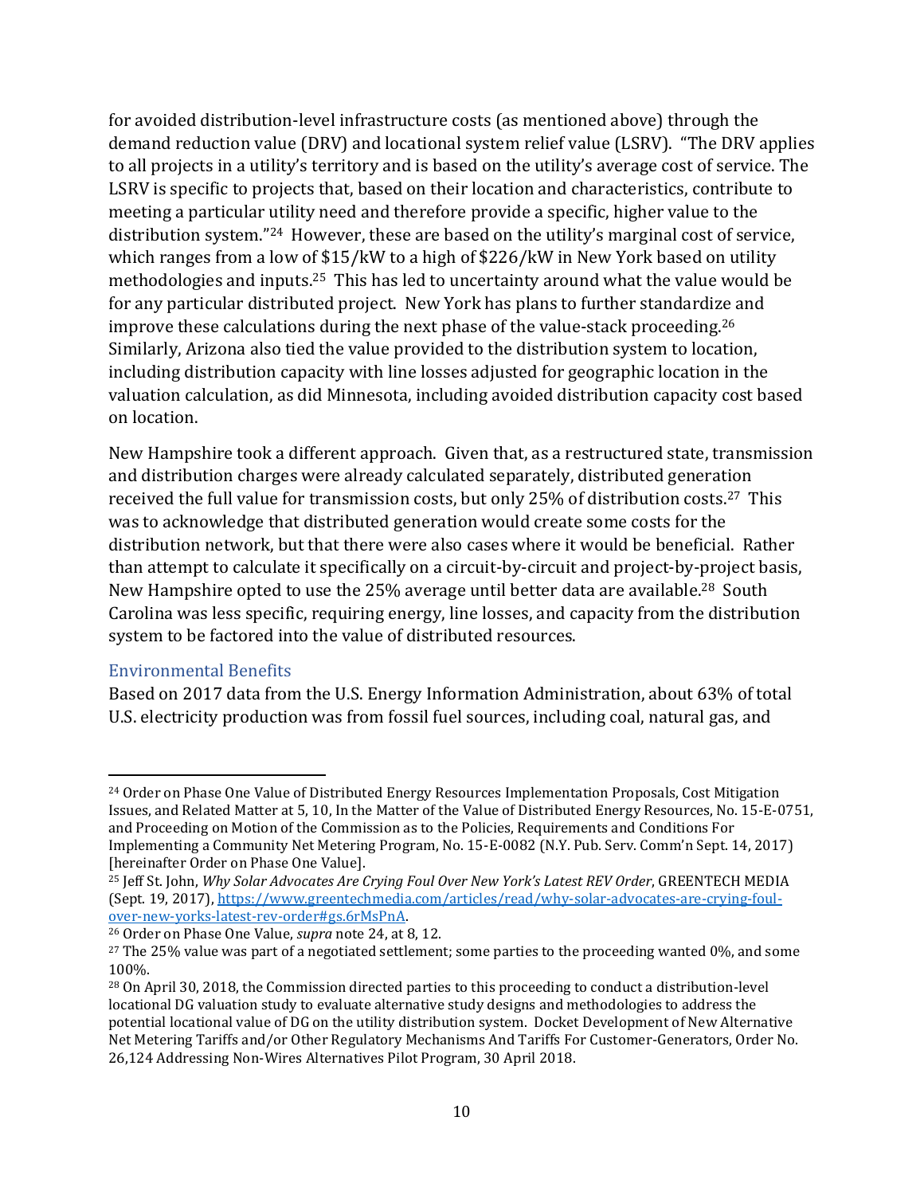for avoided distribution-level infrastructure costs (as mentioned above) through the demand reduction value (DRV) and locational system relief value (LSRV). "The DRV applies to all projects in a utility's territory and is based on the utility's average cost of service. The LSRV is specific to projects that, based on their location and characteristics, contribute to meeting a particular utility need and therefore provide a specific, higher value to the distribution system."[24] However, these are based on the utility's marginal cost of service, which ranges from a low of $15/kW to a high of $226/kW in New York based on utility methodologies and inputs.[25] This has led to uncertainty around what the value would be for any particular distributed project. New York has plans to further standardize and improve these calculations during the next phase of the value-stack proceeding.[26] Similarly, Arizona also tied the value provided to the distribution system to location, including distribution capacity with line losses adjusted for geographic location in the valuation calculation, as did Minnesota, including avoided distribution capacity cost based on location.

New Hampshire took a different approach. Given that, as a restructured state, transmission and distribution charges were already calculated separately, distributed generation received the full value for transmission costs, but only 25% of distribution costs.[27] This was to acknowledge that distributed generation would create some costs for the distribution network, but that there were also cases where it would be beneficial. Rather than attempt to calculate it specifically on a circuit-by-circuit and project-by-project basis, New Hampshire opted to use the 25% average until better data are available.[28] South Carolina was less specific, requiring energy, line losses, and capacity from the distribution system to be factored into the value of distributed resources.

### Environmental Benefits

Based on 2017 data from the U.S. Energy Information Administration, about 63% of total U.S. electricity production was from fossil fuel sources, including coal, natural gas, and

---

[24] Order on Phase One Value of Distributed Energy Resources Implementation Proposals, Cost Mitigation Issues, and Related Matter at 5, 10, In the Matter of the Value of Distributed Energy Resources, No. 15-E-0751, and Proceeding on Motion of the Commission as to the Policies, Requirements and Conditions For Implementing a Community Net Metering Program, No. 15-E-0082 (N.Y. Pub. Serv. Comm'n Sept. 14, 2017) [hereinafter Order on Phase One Value].

[25] Jeff St. John, *Why Solar Advocates Are Crying Foul Over New York's Latest REV Order*, GREENTECH MEDIA (Sept. 19, 2017), https://www.greentechmedia.com/articles/read/why-solar-advocates-are-crying-foul-over-new-yorks-latest-rev-order#gs.6rMsPnA.

[26] Order on Phase One Value, *supra* note 24, at 8, 12.

[27] The 25% value was part of a negotiated settlement; some parties to the proceeding wanted 0%, and some 100%.

[28] On April 30, 2018, the Commission directed parties to this proceeding to conduct a distribution-level locational DG valuation study to evaluate alternative study designs and methodologies to address the potential locational value of DG on the utility distribution system. Docket Development of New Alternative Net Metering Tariffs and/or Other Regulatory Mechanisms And Tariffs For Customer-Generators, Order No. 26,124 Addressing Non-Wires Alternatives Pilot Program, 30 April 2018.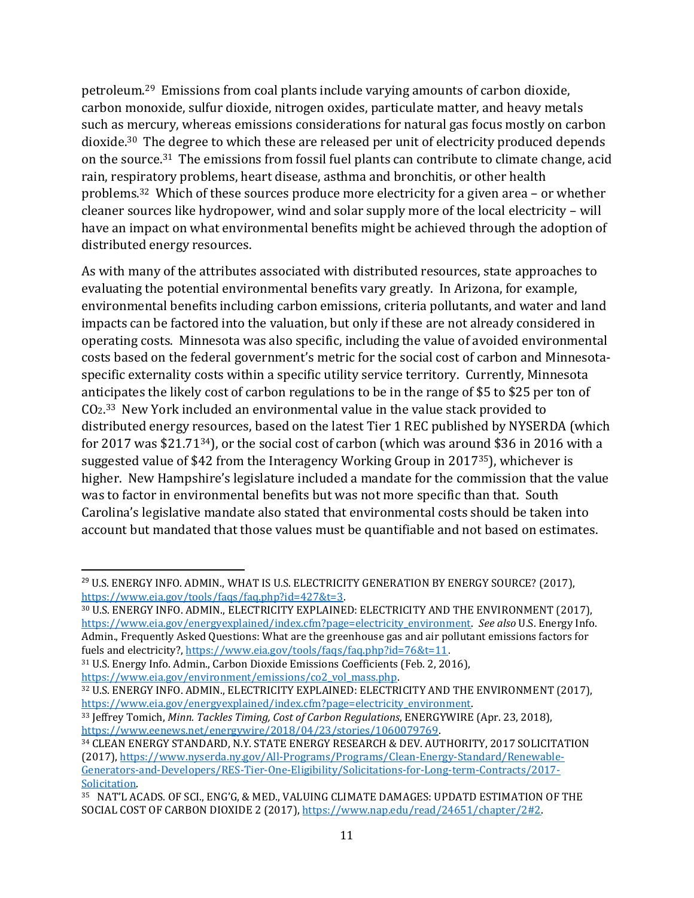petroleum.[29] Emissions from coal plants include varying amounts of carbon dioxide, carbon monoxide, sulfur dioxide, nitrogen oxides, particulate matter, and heavy metals such as mercury, whereas emissions considerations for natural gas focus mostly on carbon dioxide.[30] The degree to which these are released per unit of electricity produced depends on the source.[31] The emissions from fossil fuel plants can contribute to climate change, acid rain, respiratory problems, heart disease, asthma and bronchitis, or other health problems.[32] Which of these sources produce more electricity for a given area – or whether cleaner sources like hydropower, wind and solar supply more of the local electricity – will have an impact on what environmental benefits might be achieved through the adoption of distributed energy resources.

As with many of the attributes associated with distributed resources, state approaches to evaluating the potential environmental benefits vary greatly. In Arizona, for example, environmental benefits including carbon emissions, criteria pollutants, and water and land impacts can be factored into the valuation, but only if these are not already considered in operating costs. Minnesota was also specific, including the value of avoided environmental costs based on the federal government's metric for the social cost of carbon and Minnesota-specific externality costs within a specific utility service territory. Currently, Minnesota anticipates the likely cost of carbon regulations to be in the range of $5 to $25 per ton of $CO_2$.[33] New York included an environmental value in the value stack provided to distributed energy resources, based on the latest Tier 1 REC published by NYSERDA (which for 2017 was $21.71[34]), or the social cost of carbon (which was around $36 in 2016 with a suggested value of $42 from the Interagency Working Group in 2017[35]), whichever is higher. New Hampshire's legislature included a mandate for the commission that the value was to factor in environmental benefits but was not more specific than that. South Carolina's legislative mandate also stated that environmental costs should be taken into account but mandated that those values must be quantifiable and not based on estimates.

---

[29] U.S. ENERGY INFO. ADMIN., WHAT IS U.S. ELECTRICITY GENERATION BY ENERGY SOURCE? (2017), https://www.eia.gov/tools/faqs/faq.php?id=427&t=3.

[30] U.S. ENERGY INFO. ADMIN., ELECTRICITY EXPLAINED: ELECTRICITY AND THE ENVIRONMENT (2017), https://www.eia.gov/energyexplained/index.cfm?page=electricity_environment. *See also* U.S. Energy Info. Admin., Frequently Asked Questions: What are the greenhouse gas and air pollutant emissions factors for fuels and electricity?, https://www.eia.gov/tools/faqs/faq.php?id=76&t=11.

[31] U.S. Energy Info. Admin., Carbon Dioxide Emissions Coefficients (Feb. 2, 2016), https://www.eia.gov/environment/emissions/co2_vol_mass.php.

[32] U.S. ENERGY INFO. ADMIN., ELECTRICITY EXPLAINED: ELECTRICITY AND THE ENVIRONMENT (2017), https://www.eia.gov/energyexplained/index.cfm?page=electricity_environment.

[33] Jeffrey Tomich, *Minn. Tackles Timing, Cost of Carbon Regulations*, ENERGYWIRE (Apr. 23, 2018), https://www.eenews.net/energywire/2018/04/23/stories/1060079769.

[34] CLEAN ENERGY STANDARD, N.Y. STATE ENERGY RESEARCH & DEV. AUTHORITY, 2017 SOLICITATION (2017), https://www.nyserda.ny.gov/All-Programs/Programs/Clean-Energy-Standard/Renewable-Generators-and-Developers/RES-Tier-One-Eligibility/Solicitations-for-Long-term-Contracts/2017-Solicitation.

[35] NAT'L ACADS. OF SCI., ENG'G, & MED., VALUING CLIMATE DAMAGES: UPDATD ESTIMATION OF THE SOCIAL COST OF CARBON DIOXIDE 2 (2017), https://www.nap.edu/read/24651/chapter/2#2.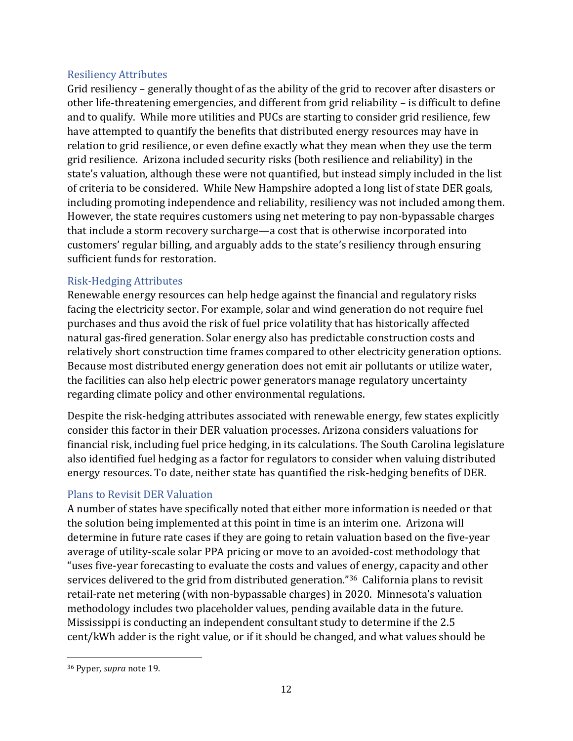### Resiliency Attributes

Grid resiliency – generally thought of as the ability of the grid to recover after disasters or other life-threatening emergencies, and different from grid reliability – is difficult to define and to qualify. While more utilities and PUCs are starting to consider grid resilience, few have attempted to quantify the benefits that distributed energy resources may have in relation to grid resilience, or even define exactly what they mean when they use the term grid resilience. Arizona included security risks (both resilience and reliability) in the state's valuation, although these were not quantified, but instead simply included in the list of criteria to be considered. While New Hampshire adopted a long list of state DER goals, including promoting independence and reliability, resiliency was not included among them. However, the state requires customers using net metering to pay non-bypassable charges that include a storm recovery surcharge—a cost that is otherwise incorporated into customers' regular billing, and arguably adds to the state's resiliency through ensuring sufficient funds for restoration.

### Risk-Hedging Attributes

Renewable energy resources can help hedge against the financial and regulatory risks facing the electricity sector. For example, solar and wind generation do not require fuel purchases and thus avoid the risk of fuel price volatility that has historically affected natural gas-fired generation. Solar energy also has predictable construction costs and relatively short construction time frames compared to other electricity generation options. Because most distributed energy generation does not emit air pollutants or utilize water, the facilities can also help electric power generators manage regulatory uncertainty regarding climate policy and other environmental regulations.

Despite the risk-hedging attributes associated with renewable energy, few states explicitly consider this factor in their DER valuation processes. Arizona considers valuations for financial risk, including fuel price hedging, in its calculations. The South Carolina legislature also identified fuel hedging as a factor for regulators to consider when valuing distributed energy resources. To date, neither state has quantified the risk-hedging benefits of DER.

### Plans to Revisit DER Valuation

A number of states have specifically noted that either more information is needed or that the solution being implemented at this point in time is an interim one. Arizona will determine in future rate cases if they are going to retain valuation based on the five-year average of utility-scale solar PPA pricing or move to an avoided-cost methodology that "uses five-year forecasting to evaluate the costs and values of energy, capacity and other services delivered to the grid from distributed generation."[36] California plans to revisit retail-rate net metering (with non-bypassable charges) in 2020. Minnesota's valuation methodology includes two placeholder values, pending available data in the future. Mississippi is conducting an independent consultant study to determine if the 2.5 cent/kWh adder is the right value, or if it should be changed, and what values should be

---

[36] Pyper, *supra* note 19.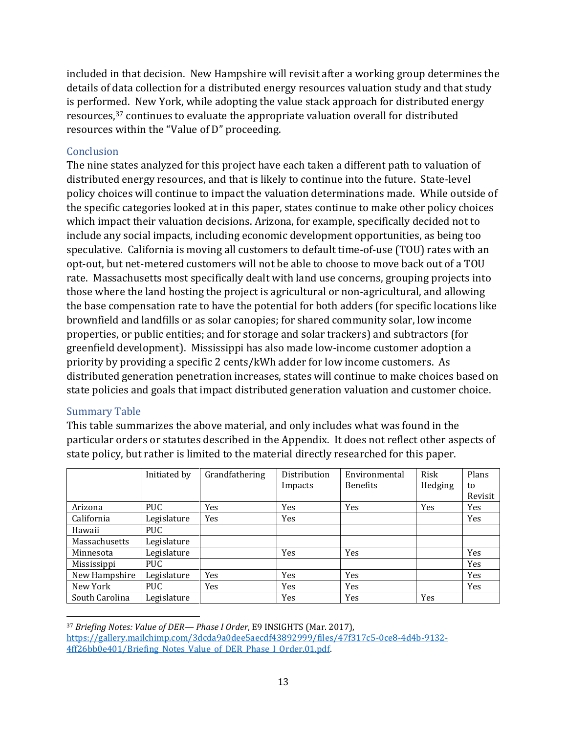included in that decision. New Hampshire will revisit after a working group determines the details of data collection for a distributed energy resources valuation study and that study is performed. New York, while adopting the value stack approach for distributed energy resources,[37] continues to evaluate the appropriate valuation overall for distributed resources within the "Value of D" proceeding.

## Conclusion

The nine states analyzed for this project have each taken a different path to valuation of distributed energy resources, and that is likely to continue into the future. State-level policy choices will continue to impact the valuation determinations made. While outside of the specific categories looked at in this paper, states continue to make other policy choices which impact their valuation decisions. Arizona, for example, specifically decided not to include any social impacts, including economic development opportunities, as being too speculative. California is moving all customers to default time-of-use (TOU) rates with an opt-out, but net-metered customers will not be able to choose to move back out of a TOU rate. Massachusetts most specifically dealt with land use concerns, grouping projects into those where the land hosting the project is agricultural or non-agricultural, and allowing the base compensation rate to have the potential for both adders (for specific locations like brownfield and landfills or as solar canopies; for shared community solar, low income properties, or public entities; and for storage and solar trackers) and subtractors (for greenfield development). Mississippi has also made low-income customer adoption a priority by providing a specific 2 cents/kWh adder for low income customers. As distributed generation penetration increases, states will continue to make choices based on state policies and goals that impact distributed generation valuation and customer choice.

## Summary Table

This table summarizes the above material, and only includes what was found in the particular orders or statutes described in the Appendix. It does not reflect other aspects of state policy, but rather is limited to the material directly researched for this paper.

| | Initiated by | Grandfathering | Distribution Impacts | Environmental Benefits | Risk Hedging | Plans to Revisit |
|---|---|---|---|---|---|---|
| Arizona | PUC | Yes | Yes | Yes | Yes | Yes |
| California | Legislature | Yes | Yes | | | Yes |
| Hawaii | PUC | | | | | |
| Massachusetts | Legislature | | | | | |
| Minnesota | Legislature | | Yes | Yes | | Yes |
| Mississippi | PUC | | | | | Yes |
| New Hampshire | Legislature | Yes | Yes | Yes | | Yes |
| New York | PUC | Yes | Yes | Yes | | Yes |
| South Carolina | Legislature | | Yes | Yes | Yes | |

[37] *Briefing Notes: Value of DER— Phase I Order*, E9 INSIGHTS (Mar. 2017), https://gallery.mailchimp.com/3dcda9a0dee5aecdf43892999/files/47f317c5-0ce8-4d4b-9132-4ff26bb0e401/Briefing_Notes_Value_of_DER_Phase_I_Order.01.pdf.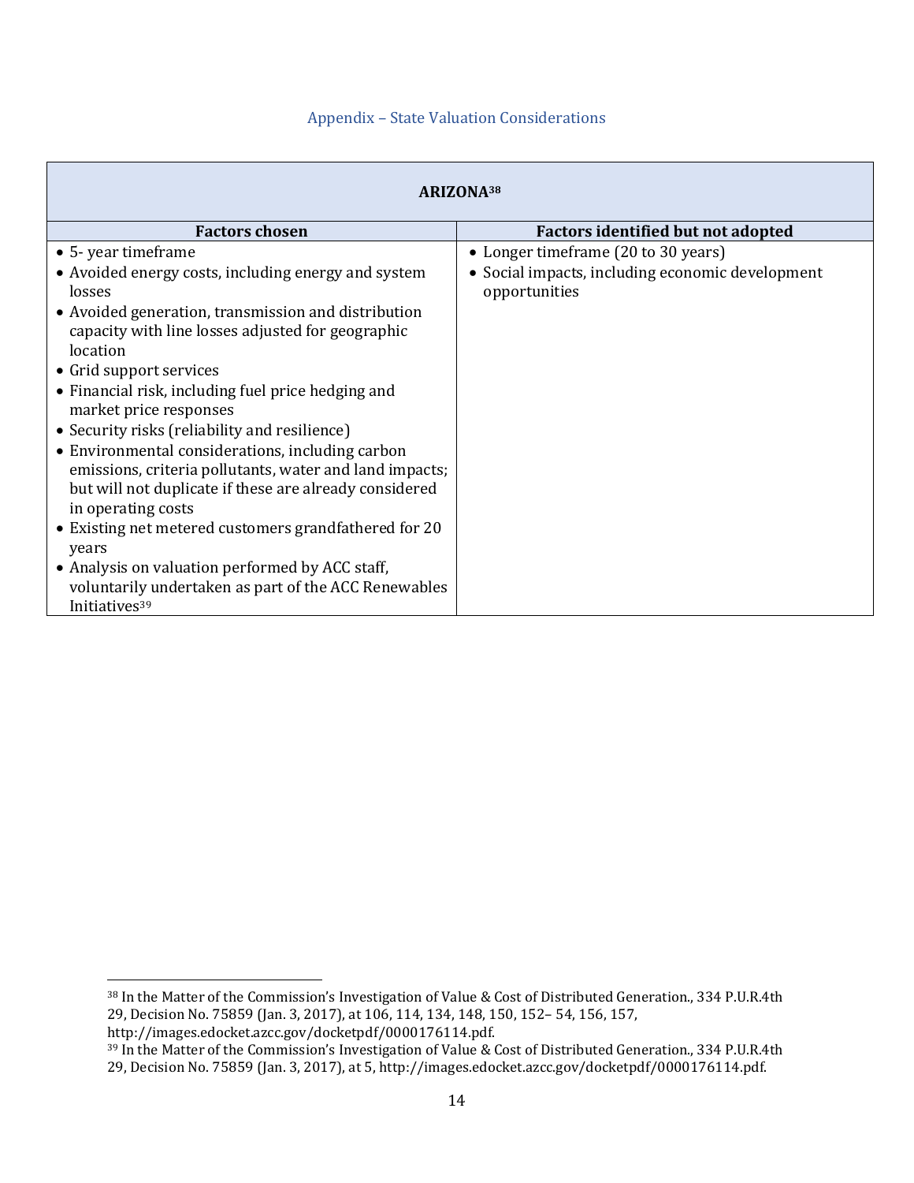## Appendix – State Valuation Considerations

| ARIZONA[38] | |
|---|---|
| **Factors chosen** | **Factors identified but not adopted** |
| • 5- year timeframe<br>• Avoided energy costs, including energy and system losses<br>• Avoided generation, transmission and distribution capacity with line losses adjusted for geographic location<br>• Grid support services<br>• Financial risk, including fuel price hedging and market price responses<br>• Security risks (reliability and resilience)<br>• Environmental considerations, including carbon emissions, criteria pollutants, water and land impacts; but will not duplicate if these are already considered in operating costs<br>• Existing net metered customers grandfathered for 20 years<br>• Analysis on valuation performed by ACC staff, voluntarily undertaken as part of the ACC Renewables Initiatives[39] | • Longer timeframe (20 to 30 years)<br>• Social impacts, including economic development opportunities |

[38] In the Matter of the Commission's Investigation of Value & Cost of Distributed Generation., 334 P.U.R.4th 29, Decision No. 75859 (Jan. 3, 2017), at 106, 114, 134, 148, 150, 152– 54, 156, 157, http://images.edocket.azcc.gov/docketpdf/0000176114.pdf.

[39] In the Matter of the Commission's Investigation of Value & Cost of Distributed Generation., 334 P.U.R.4th 29, Decision No. 75859 (Jan. 3, 2017), at 5, http://images.edocket.azcc.gov/docketpdf/0000176114.pdf.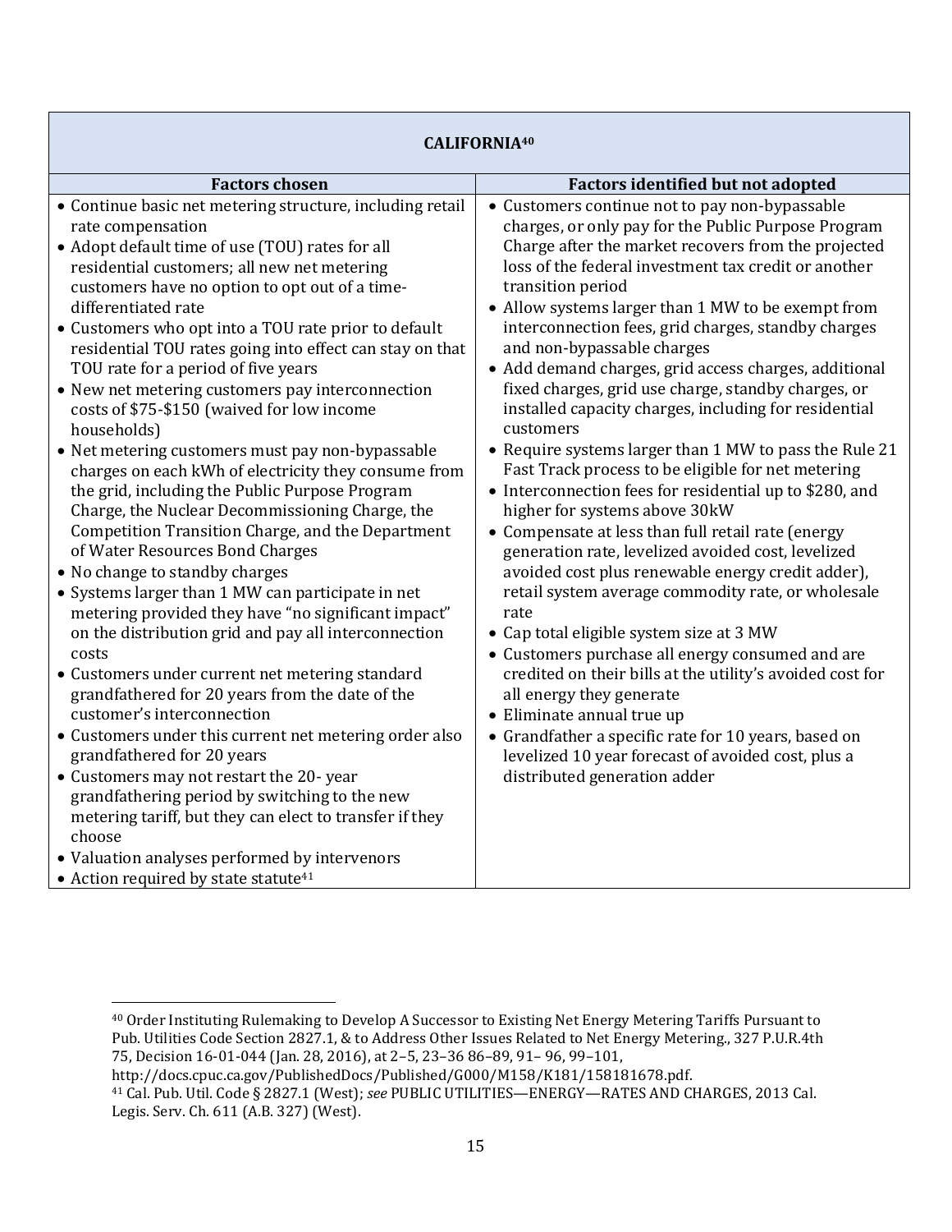| CALIFORNIA[40] | |
|---|---|
| **Factors chosen** | **Factors identified but not adopted** |
| • Continue basic net metering structure, including retail rate compensation<br>• Adopt default time of use (TOU) rates for all residential customers; all new net metering customers have no option to opt out of a time-differentiated rate<br>• Customers who opt into a TOU rate prior to default residential TOU rates going into effect can stay on that TOU rate for a period of five years<br>• New net metering customers pay interconnection costs of $75-$150 (waived for low income households)<br>• Net metering customers must pay non-bypassable charges on each kWh of electricity they consume from the grid, including the Public Purpose Program Charge, the Nuclear Decommissioning Charge, the Competition Transition Charge, and the Department of Water Resources Bond Charges<br>• No change to standby charges<br>• Systems larger than 1 MW can participate in net metering provided they have "no significant impact" on the distribution grid and pay all interconnection costs<br>• Customers under current net metering standard grandfathered for 20 years from the date of the customer's interconnection<br>• Customers under this current net metering order also grandfathered for 20 years<br>• Customers may not restart the 20- year grandfathering period by switching to the new metering tariff, but they can elect to transfer if they choose<br>• Valuation analyses performed by intervenors<br>• Action required by state statute[41] | • Customers continue not to pay non-bypassable charges, or only pay for the Public Purpose Program Charge after the market recovers from the projected loss of the federal investment tax credit or another transition period<br>• Allow systems larger than 1 MW to be exempt from interconnection fees, grid charges, standby charges and non-bypassable charges<br>• Add demand charges, grid access charges, additional fixed charges, grid use charge, standby charges, or installed capacity charges, including for residential customers<br>• Require systems larger than 1 MW to pass the Rule 21 Fast Track process to be eligible for net metering<br>• Interconnection fees for residential up to $280, and higher for systems above 30kW<br>• Compensate at less than full retail rate (energy generation rate, levelized avoided cost, levelized avoided cost plus renewable energy credit adder), retail system average commodity rate, or wholesale rate<br>• Cap total eligible system size at 3 MW<br>• Customers purchase all energy consumed and are credited on their bills at the utility's avoided cost for all energy they generate<br>• Eliminate annual true up<br>• Grandfather a specific rate for 10 years, based on levelized 10 year forecast of avoided cost, plus a distributed generation adder |

[40] Order Instituting Rulemaking to Develop A Successor to Existing Net Energy Metering Tariffs Pursuant to Pub. Utilities Code Section 2827.1, & to Address Other Issues Related to Net Energy Metering., 327 P.U.R.4th 75, Decision 16-01-044 (Jan. 28, 2016), at 2–5, 23–36 86–89, 91– 96, 99–101, http://docs.cpuc.ca.gov/PublishedDocs/Published/G000/M158/K181/158181678.pdf.

[41] Cal. Pub. Util. Code § 2827.1 (West); *see* PUBLIC UTILITIES—ENERGY—RATES AND CHARGES, 2013 Cal. Legis. Serv. Ch. 611 (A.B. 327) (West).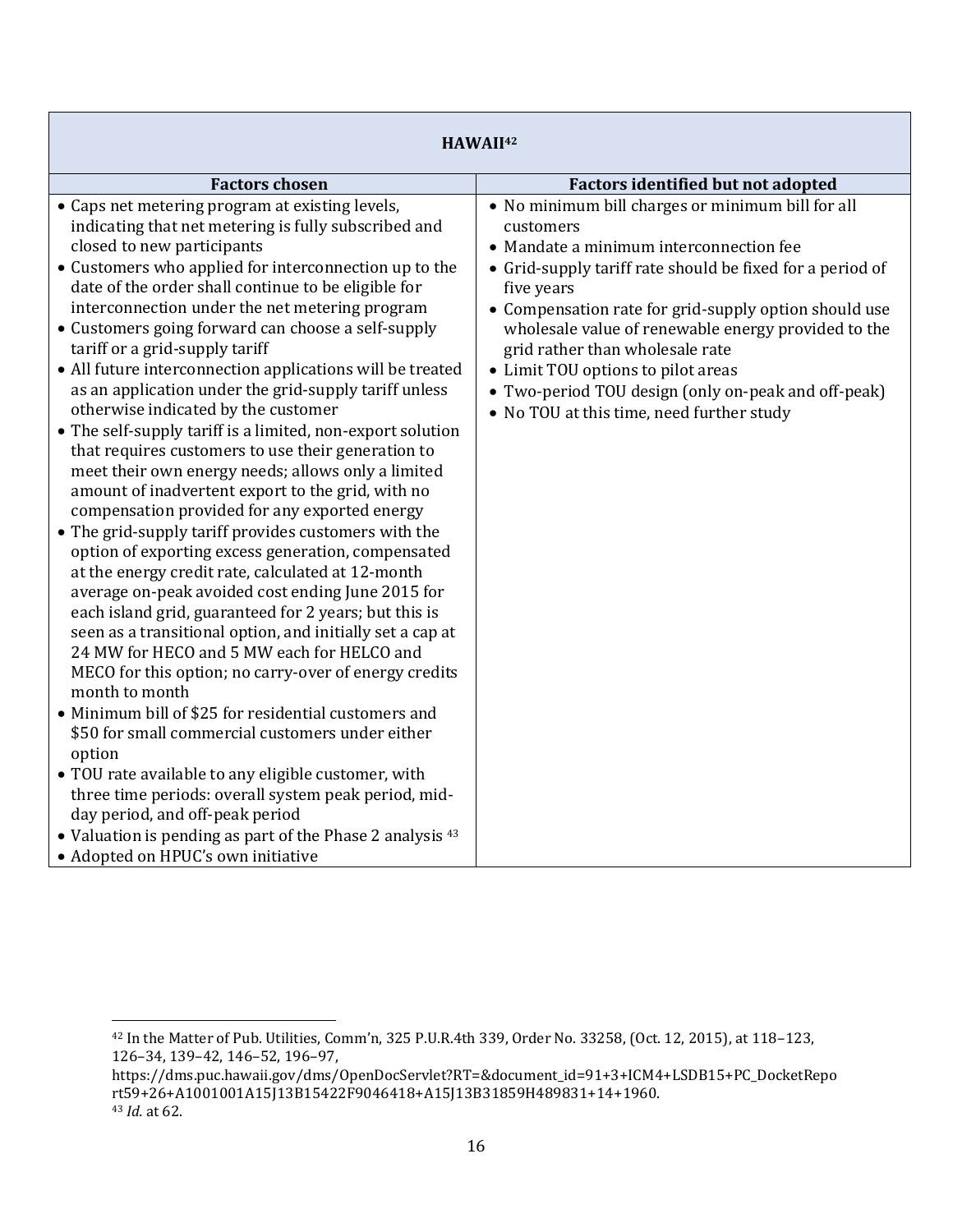| HAWAII[42] | |
|---|---|
| **Factors chosen** | **Factors identified but not adopted** |
| • Caps net metering program at existing levels, indicating that net metering is fully subscribed and closed to new participants<br>• Customers who applied for interconnection up to the date of the order shall continue to be eligible for interconnection under the net metering program<br>• Customers going forward can choose a self-supply tariff or a grid-supply tariff<br>• All future interconnection applications will be treated as an application under the grid-supply tariff unless otherwise indicated by the customer<br>• The self-supply tariff is a limited, non-export solution that requires customers to use their generation to meet their own energy needs; allows only a limited amount of inadvertent export to the grid, with no compensation provided for any exported energy<br>• The grid-supply tariff provides customers with the option of exporting excess generation, compensated at the energy credit rate, calculated at 12-month average on-peak avoided cost ending June 2015 for each island grid, guaranteed for 2 years; but this is seen as a transitional option, and initially set a cap at 24 MW for HECO and 5 MW each for HELCO and MECO for this option; no carry-over of energy credits month to month<br>• Minimum bill of $25 for residential customers and $50 for small commercial customers under either option<br>• TOU rate available to any eligible customer, with three time periods: overall system peak period, mid-day period, and off-peak period<br>• Valuation is pending as part of the Phase 2 analysis [43]<br>• Adopted on HPUC's own initiative | • No minimum bill charges or minimum bill for all customers<br>• Mandate a minimum interconnection fee<br>• Grid-supply tariff rate should be fixed for a period of five years<br>• Compensation rate for grid-supply option should use wholesale value of renewable energy provided to the grid rather than wholesale rate<br>• Limit TOU options to pilot areas<br>• Two-period TOU design (only on-peak and off-peak)<br>• No TOU at this time, need further study |

[42] In the Matter of Pub. Utilities, Comm'n, 325 P.U.R.4th 339, Order No. 33258, (Oct. 12, 2015), at 118–123, 126–34, 139–42, 146–52, 196–97, https://dms.puc.hawaii.gov/dms/OpenDocServlet?RT=&document_id=91+3+ICM4+LSDB15+PC_DocketReport59+26+A1001001A15J13B15422F9046418+A15J13B31859H489831+14+1960.

[43] *Id.* at 62.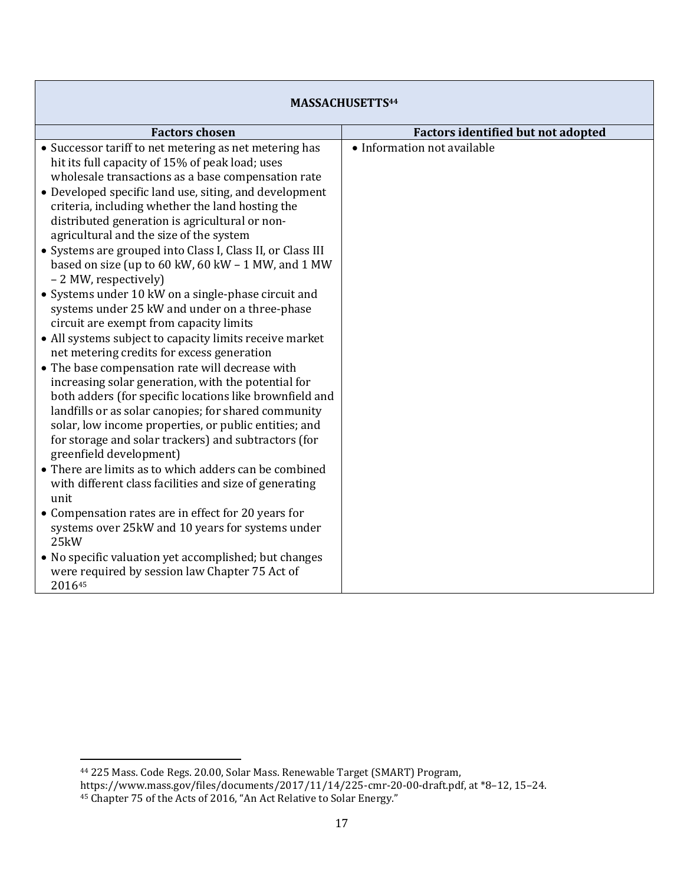| MASSACHUSETTS[44] | |
|---|---|
| **Factors chosen** | **Factors identified but not adopted** |
| • Successor tariff to net metering as net metering has hit its full capacity of 15% of peak load; uses wholesale transactions as a base compensation rate<br>• Developed specific land use, siting, and development criteria, including whether the land hosting the distributed generation is agricultural or non-agricultural and the size of the system<br>• Systems are grouped into Class I, Class II, or Class III based on size (up to 60 kW, 60 kW – 1 MW, and 1 MW – 2 MW, respectively)<br>• Systems under 10 kW on a single-phase circuit and systems under 25 kW and under on a three-phase circuit are exempt from capacity limits<br>• All systems subject to capacity limits receive market net metering credits for excess generation<br>• The base compensation rate will decrease with increasing solar generation, with the potential for both adders (for specific locations like brownfield and landfills or as solar canopies; for shared community solar, low income properties, or public entities; and for storage and solar trackers) and subtractors (for greenfield development)<br>• There are limits as to which adders can be combined with different class facilities and size of generating unit<br>• Compensation rates are in effect for 20 years for systems over 25kW and 10 years for systems under 25kW<br>• No specific valuation yet accomplished; but changes were required by session law Chapter 75 Act of 2016[45] | • Information not available |

[44] 225 Mass. Code Regs. 20.00, Solar Mass. Renewable Target (SMART) Program, https://www.mass.gov/files/documents/2017/11/14/225-cmr-20-00-draft.pdf, at *8–12, 15–24.

[45] Chapter 75 of the Acts of 2016, "An Act Relative to Solar Energy."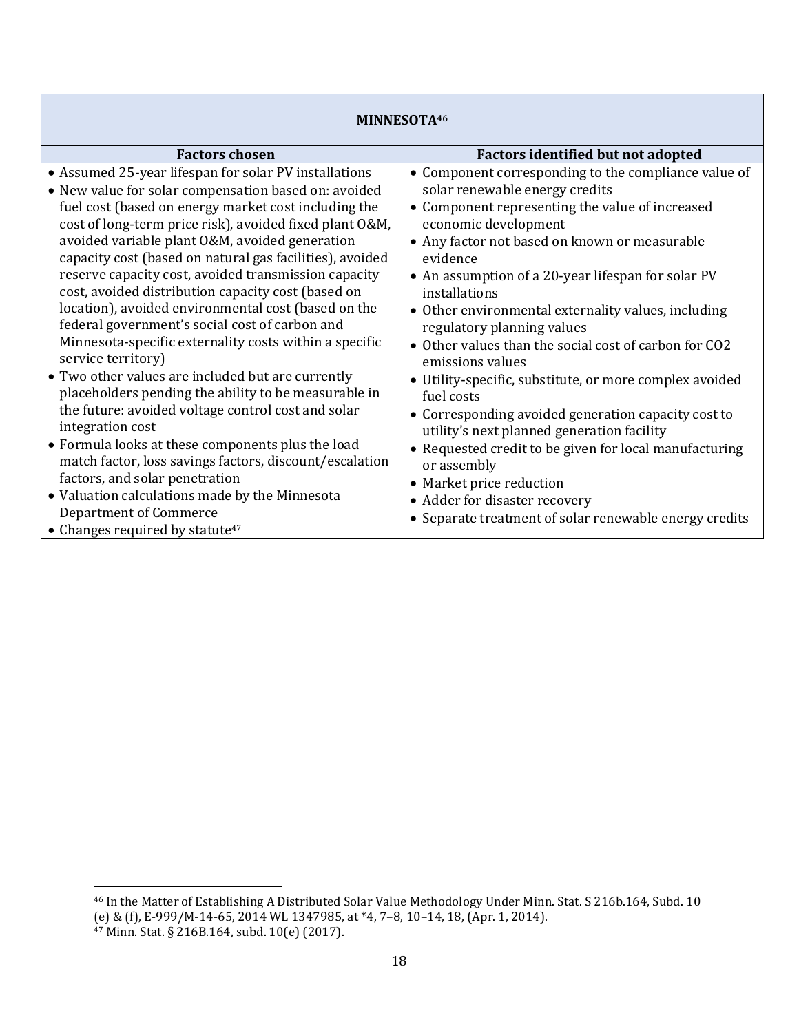| MINNESOTA[46] | |
|---|---|
| **Factors chosen** | **Factors identified but not adopted** |
| • Assumed 25-year lifespan for solar PV installations<br>• New value for solar compensation based on: avoided fuel cost (based on energy market cost including the cost of long-term price risk), avoided fixed plant O&M, avoided variable plant O&M, avoided generation capacity cost (based on natural gas facilities), avoided reserve capacity cost, avoided transmission capacity cost, avoided distribution capacity cost (based on location), avoided environmental cost (based on the federal government's social cost of carbon and Minnesota-specific externality costs within a specific service territory)<br>• Two other values are included but are currently placeholders pending the ability to be measurable in the future: avoided voltage control cost and solar integration cost<br>• Formula looks at these components plus the load match factor, loss savings factors, discount/escalation factors, and solar penetration<br>• Valuation calculations made by the Minnesota Department of Commerce<br>• Changes required by statute[47] | • Component corresponding to the compliance value of solar renewable energy credits<br>• Component representing the value of increased economic development<br>• Any factor not based on known or measurable evidence<br>• An assumption of a 20-year lifespan for solar PV installations<br>• Other environmental externality values, including regulatory planning values<br>• Other values than the social cost of carbon for CO2 emissions values<br>• Utility-specific, substitute, or more complex avoided fuel costs<br>• Corresponding avoided generation capacity cost to utility's next planned generation facility<br>• Requested credit to be given for local manufacturing or assembly<br>• Market price reduction<br>• Adder for disaster recovery<br>• Separate treatment of solar renewable energy credits |

[46] In the Matter of Establishing A Distributed Solar Value Methodology Under Minn. Stat. S 216b.164, Subd. 10 (e) & (f), E-999/M-14-65, 2014 WL 1347985, at *4, 7–8, 10–14, 18, (Apr. 1, 2014).

[47] Minn. Stat. § 216B.164, subd. 10(e) (2017).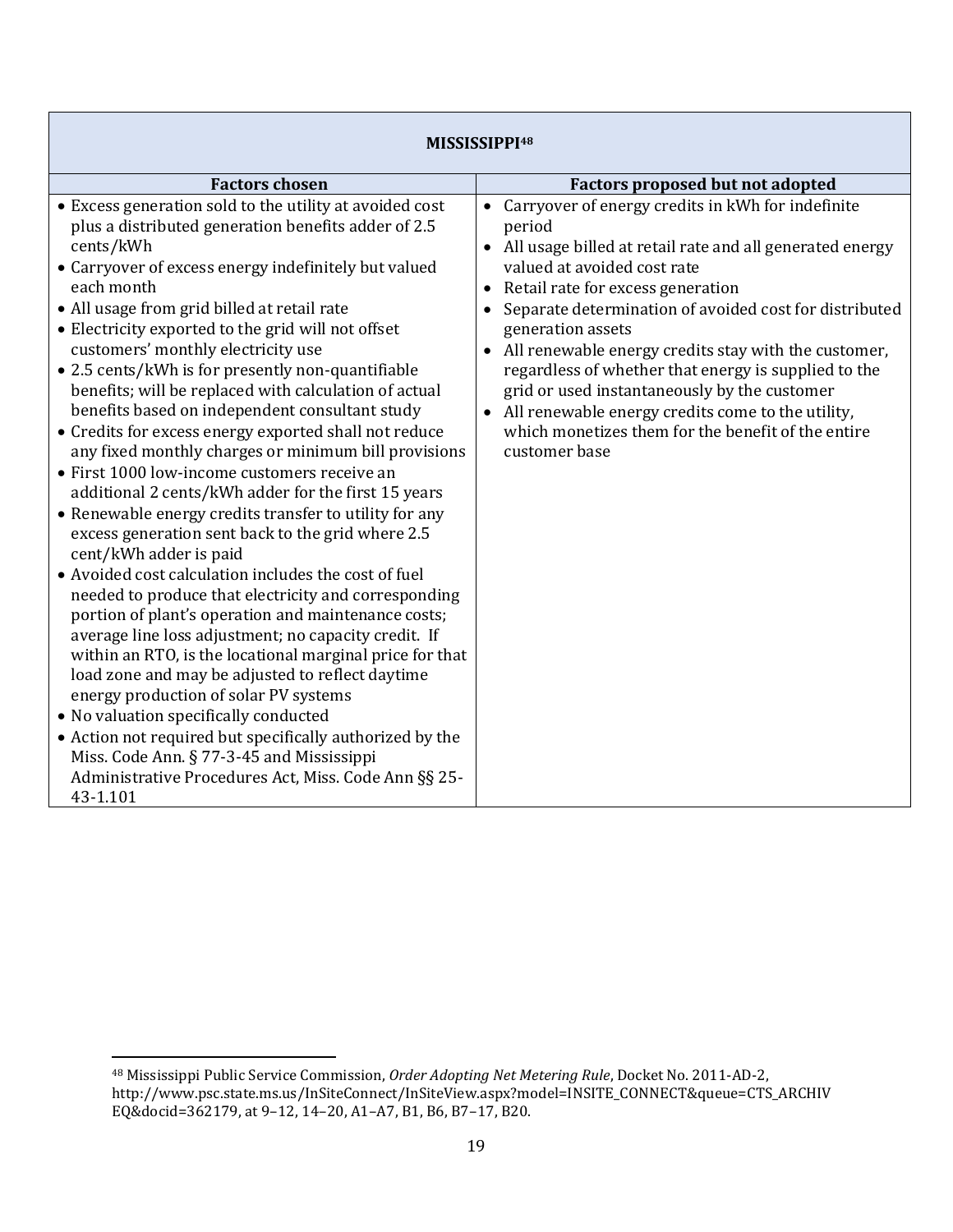| MISSISSIPPI[48] | |
| --- | --- |
| **Factors chosen** | **Factors proposed but not adopted** |
| • Excess generation sold to the utility at avoided cost plus a distributed generation benefits adder of 2.5 cents/kWh<br>• Carryover of excess energy indefinitely but valued each month<br>• All usage from grid billed at retail rate<br>• Electricity exported to the grid will not offset customers' monthly electricity use<br>• 2.5 cents/kWh is for presently non-quantifiable benefits; will be replaced with calculation of actual benefits based on independent consultant study<br>• Credits for excess energy exported shall not reduce any fixed monthly charges or minimum bill provisions<br>• First 1000 low-income customers receive an additional 2 cents/kWh adder for the first 15 years<br>• Renewable energy credits transfer to utility for any excess generation sent back to the grid where 2.5 cent/kWh adder is paid<br>• Avoided cost calculation includes the cost of fuel needed to produce that electricity and corresponding portion of plant's operation and maintenance costs; average line loss adjustment; no capacity credit. If within an RTO, is the locational marginal price for that load zone and may be adjusted to reflect daytime energy production of solar PV systems<br>• No valuation specifically conducted<br>• Action not required but specifically authorized by the Miss. Code Ann. § 77-3-45 and Mississippi Administrative Procedures Act, Miss. Code Ann §§ 25-43-1.101 | • Carryover of energy credits in kWh for indefinite period<br>• All usage billed at retail rate and all generated energy valued at avoided cost rate<br>• Retail rate for excess generation<br>• Separate determination of avoided cost for distributed generation assets<br>• All renewable energy credits stay with the customer, regardless of whether that energy is supplied to the grid or used instantaneously by the customer<br>• All renewable energy credits come to the utility, which monetizes them for the benefit of the entire customer base |

[48] Mississippi Public Service Commission, *Order Adopting Net Metering Rule*, Docket No. 2011-AD-2, http://www.psc.state.ms.us/InSiteConnect/InSiteView.aspx?model=INSITE_CONNECT&queue=CTS_ARCHIVEQ&docid=362179, at 9–12, 14–20, A1–A7, B1, B6, B7–17, B20.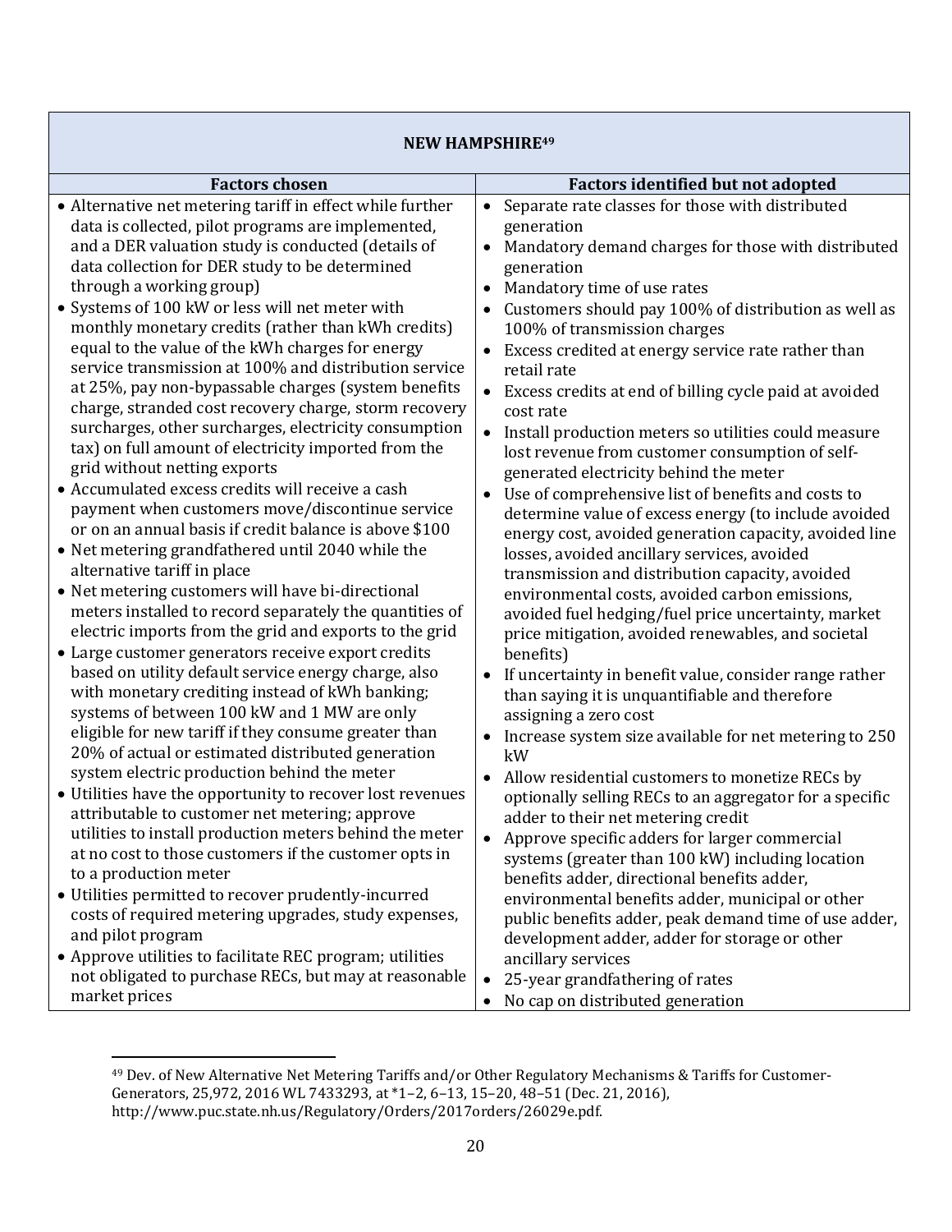| NEW HAMPSHIRE[49] | |
|---|---|
| **Factors chosen** | **Factors identified but not adopted** |
| • Alternative net metering tariff in effect while further data is collected, pilot programs are implemented, and a DER valuation study is conducted (details of data collection for DER study to be determined through a working group)<br>• Systems of 100 kW or less will net meter with monthly monetary credits (rather than kWh credits) equal to the value of the kWh charges for energy service transmission at 100% and distribution service at 25%, pay non-bypassable charges (system benefits charge, stranded cost recovery charge, storm recovery surcharges, other surcharges, electricity consumption tax) on full amount of electricity imported from the grid without netting exports<br>• Accumulated excess credits will receive a cash payment when customers move/discontinue service or on an annual basis if credit balance is above $100<br>• Net metering grandfathered until 2040 while the alternative tariff in place<br>• Net metering customers will have bi-directional meters installed to record separately the quantities of electric imports from the grid and exports to the grid<br>• Large customer generators receive export credits based on utility default service energy charge, also with monetary crediting instead of kWh banking; systems of between 100 kW and 1 MW are only eligible for new tariff if they consume greater than 20% of actual or estimated distributed generation system electric production behind the meter<br>• Utilities have the opportunity to recover lost revenues attributable to customer net metering; approve utilities to install production meters behind the meter at no cost to those customers if the customer opts in to a production meter<br>• Utilities permitted to recover prudently-incurred costs of required metering upgrades, study expenses, and pilot program<br>• Approve utilities to facilitate REC program; utilities not obligated to purchase RECs, but may at reasonable market prices | • Separate rate classes for those with distributed generation<br>• Mandatory demand charges for those with distributed generation<br>• Mandatory time of use rates<br>• Customers should pay 100% of distribution as well as 100% of transmission charges<br>• Excess credited at energy service rate rather than retail rate<br>• Excess credits at end of billing cycle paid at avoided cost rate<br>• Install production meters so utilities could measure lost revenue from customer consumption of self-generated electricity behind the meter<br>• Use of comprehensive list of benefits and costs to determine value of excess energy (to include avoided energy cost, avoided generation capacity, avoided line losses, avoided ancillary services, avoided transmission and distribution capacity, avoided environmental costs, avoided carbon emissions, avoided fuel hedging/fuel price uncertainty, market price mitigation, avoided renewables, and societal benefits)<br>• If uncertainty in benefit value, consider range rather than saying it is unquantifiable and therefore assigning a zero cost<br>• Increase system size available for net metering to 250 kW<br>• Allow residential customers to monetize RECs by optionally selling RECs to an aggregator for a specific adder to their net metering credit<br>• Approve specific adders for larger commercial systems (greater than 100 kW) including location benefits adder, directional benefits adder, environmental benefits adder, municipal or other public benefits adder, peak demand time of use adder, development adder, adder for storage or other ancillary services<br>• 25-year grandfathering of rates<br>• No cap on distributed generation |

[49] Dev. of New Alternative Net Metering Tariffs and/or Other Regulatory Mechanisms & Tariffs for Customer-Generators, 25,972, 2016 WL 7433293, at *1–2, 6–13, 15–20, 48–51 (Dec. 21, 2016), http://www.puc.state.nh.us/Regulatory/Orders/2017orders/26029e.pdf.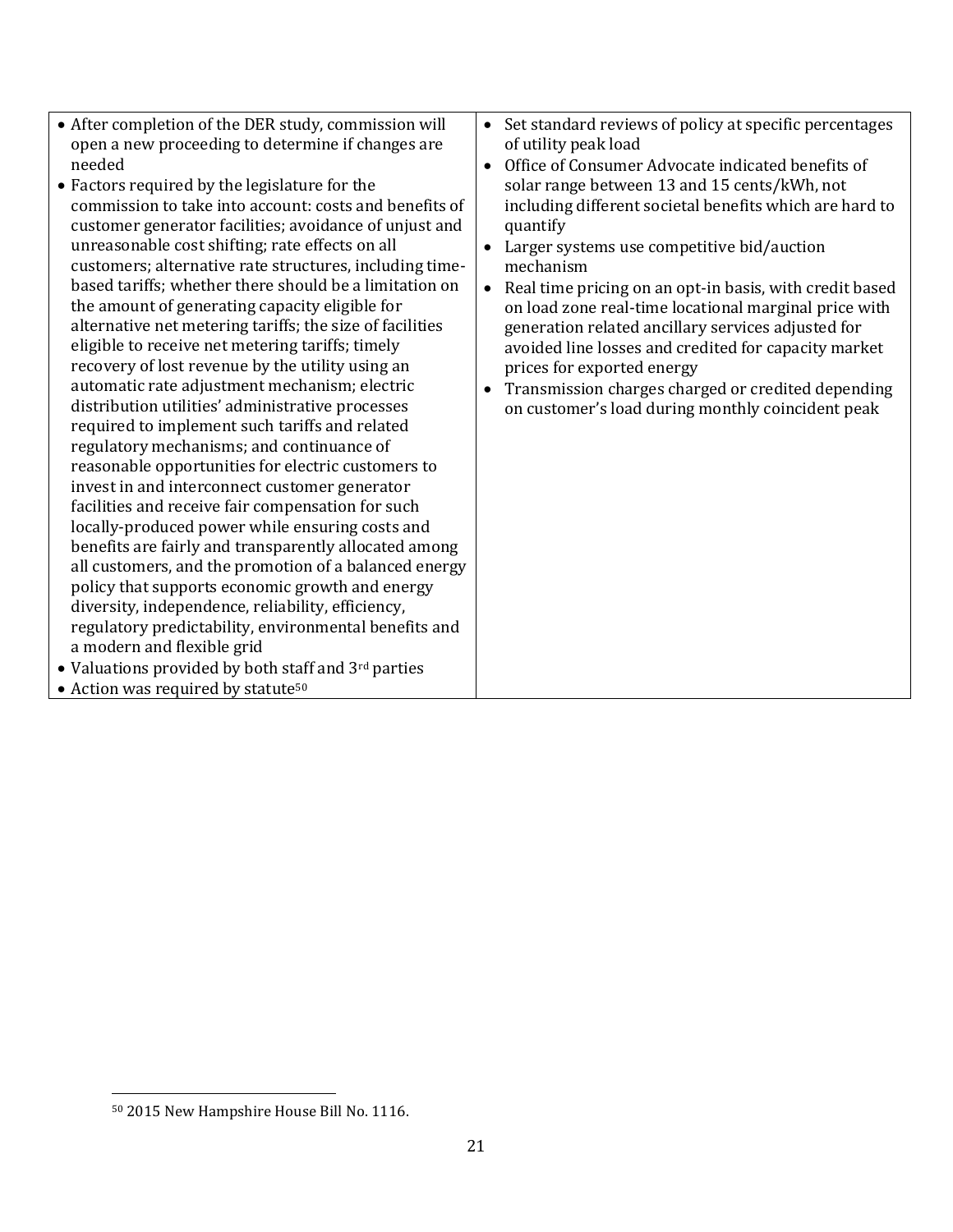| | |
|---|---|
| • After completion of the DER study, commission will open a new proceeding to determine if changes are needed<br>• Factors required by the legislature for the commission to take into account: costs and benefits of customer generator facilities; avoidance of unjust and unreasonable cost shifting; rate effects on all customers; alternative rate structures, including time-based tariffs; whether there should be a limitation on the amount of generating capacity eligible for alternative net metering tariffs; the size of facilities eligible to receive net metering tariffs; timely recovery of lost revenue by the utility using an automatic rate adjustment mechanism; electric distribution utilities' administrative processes required to implement such tariffs and related regulatory mechanisms; and continuance of reasonable opportunities for electric customers to invest in and interconnect customer generator facilities and receive fair compensation for such locally-produced power while ensuring costs and benefits are fairly and transparently allocated among all customers, and the promotion of a balanced energy policy that supports economic growth and energy diversity, independence, reliability, efficiency, regulatory predictability, environmental benefits and a modern and flexible grid<br>• Valuations provided by both staff and 3rd parties<br>• Action was required by statute[50] | • Set standard reviews of policy at specific percentages of utility peak load<br>• Office of Consumer Advocate indicated benefits of solar range between 13 and 15 cents/kWh, not including different societal benefits which are hard to quantify<br>• Larger systems use competitive bid/auction mechanism<br>• Real time pricing on an opt-in basis, with credit based on load zone real-time locational marginal price with generation related ancillary services adjusted for avoided line losses and credited for capacity market prices for exported energy<br>• Transmission charges charged or credited depending on customer's load during monthly coincident peak |

[50] 2015 New Hampshire House Bill No. 1116.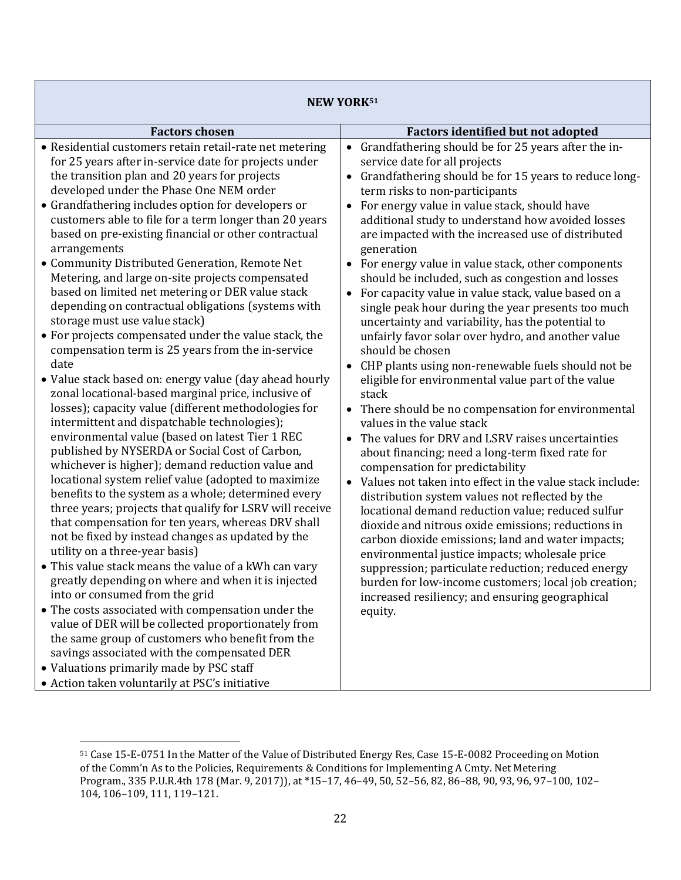| NEW YORK[51] | |
|---|---|
| **Factors chosen** | **Factors identified but not adopted** |
| • Residential customers retain retail-rate net metering for 25 years after in-service date for projects under the transition plan and 20 years for projects developed under the Phase One NEM order<br>• Grandfathering includes option for developers or customers able to file for a term longer than 20 years based on pre-existing financial or other contractual arrangements<br>• Community Distributed Generation, Remote Net Metering, and large on-site projects compensated based on limited net metering or DER value stack depending on contractual obligations (systems with storage must use value stack)<br>• For projects compensated under the value stack, the compensation term is 25 years from the in-service date<br>• Value stack based on: energy value (day ahead hourly zonal locational-based marginal price, inclusive of losses); capacity value (different methodologies for intermittent and dispatchable technologies); environmental value (based on latest Tier 1 REC published by NYSERDA or Social Cost of Carbon, whichever is higher); demand reduction value and locational system relief value (adopted to maximize benefits to the system as a whole; determined every three years; projects that qualify for LSRV will receive that compensation for ten years, whereas DRV shall not be fixed by instead changes as updated by the utility on a three-year basis)<br>• This value stack means the value of a kWh can vary greatly depending on where and when it is injected into or consumed from the grid<br>• The costs associated with compensation under the value of DER will be collected proportionately from the same group of customers who benefit from the savings associated with the compensated DER<br>• Valuations primarily made by PSC staff<br>• Action taken voluntarily at PSC's initiative | • Grandfathering should be for 25 years after the in-service date for all projects<br>• Grandfathering should be for 15 years to reduce long-term risks to non-participants<br>• For energy value in value stack, should have additional study to understand how avoided losses are impacted with the increased use of distributed generation<br>• For energy value in value stack, other components should be included, such as congestion and losses<br>• For capacity value in value stack, value based on a single peak hour during the year presents too much uncertainty and variability, has the potential to unfairly favor solar over hydro, and another value should be chosen<br>• CHP plants using non-renewable fuels should not be eligible for environmental value part of the value stack<br>• There should be no compensation for environmental values in the value stack<br>• The values for DRV and LSRV raises uncertainties about financing; need a long-term fixed rate for compensation for predictability<br>• Values not taken into effect in the value stack include: distribution system values not reflected by the locational demand reduction value; reduced sulfur dioxide and nitrous oxide emissions; reductions in carbon dioxide emissions; land and water impacts; environmental justice impacts; wholesale price suppression; particulate reduction; reduced energy burden for low-income customers; local job creation; increased resiliency; and ensuring geographical equity. |

[51] Case 15-E-0751 In the Matter of the Value of Distributed Energy Res, Case 15-E-0082 Proceeding on Motion of the Comm'n As to the Policies, Requirements & Conditions for Implementing A Cmty. Net Metering Program., 335 P.U.R.4th 178 (Mar. 9, 2017)), at *15–17, 46–49, 50, 52–56, 82, 86–88, 90, 93, 96, 97–100, 102–104, 106–109, 111, 119–121.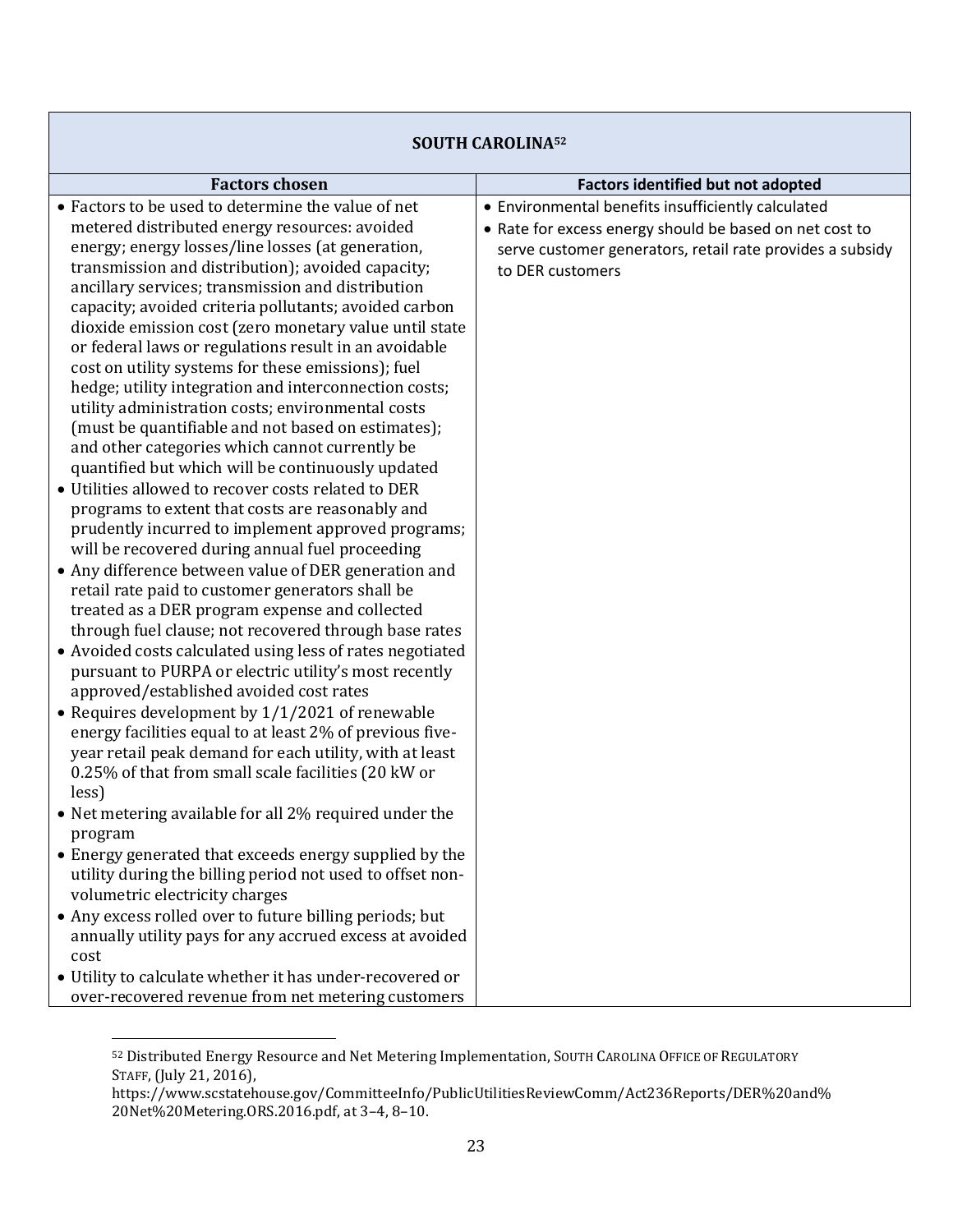| SOUTH CAROLINA[52] | |
|---|---|
| **Factors chosen** | **Factors identified but not adopted** |
| • Factors to be used to determine the value of net metered distributed energy resources: avoided energy; energy losses/line losses (at generation, transmission and distribution); avoided capacity; ancillary services; transmission and distribution capacity; avoided criteria pollutants; avoided carbon dioxide emission cost (zero monetary value until state or federal laws or regulations result in an avoidable cost on utility systems for these emissions); fuel hedge; utility integration and interconnection costs; utility administration costs; environmental costs (must be quantifiable and not based on estimates); and other categories which cannot currently be quantified but which will be continuously updated<br>• Utilities allowed to recover costs related to DER programs to extent that costs are reasonably and prudently incurred to implement approved programs; will be recovered during annual fuel proceeding<br>• Any difference between value of DER generation and retail rate paid to customer generators shall be treated as a DER program expense and collected through fuel clause; not recovered through base rates<br>• Avoided costs calculated using less of rates negotiated pursuant to PURPA or electric utility's most recently approved/established avoided cost rates<br>• Requires development by 1/1/2021 of renewable energy facilities equal to at least 2% of previous five-year retail peak demand for each utility, with at least 0.25% of that from small scale facilities (20 kW or less)<br>• Net metering available for all 2% required under the program<br>• Energy generated that exceeds energy supplied by the utility during the billing period not used to offset non-volumetric electricity charges<br>• Any excess rolled over to future billing periods; but annually utility pays for any accrued excess at avoided cost<br>• Utility to calculate whether it has under-recovered or over-recovered revenue from net metering customers | • Environmental benefits insufficiently calculated<br>• Rate for excess energy should be based on net cost to serve customer generators, retail rate provides a subsidy to DER customers |

[52] Distributed Energy Resource and Net Metering Implementation, SOUTH CAROLINA OFFICE OF REGULATORY STAFF, (July 21, 2016), https://www.scstatehouse.gov/CommitteeInfo/PublicUtilitiesReviewComm/Act236Reports/DER%20and%20Net%20Metering.ORS.2016.pdf, at 3–4, 8–10.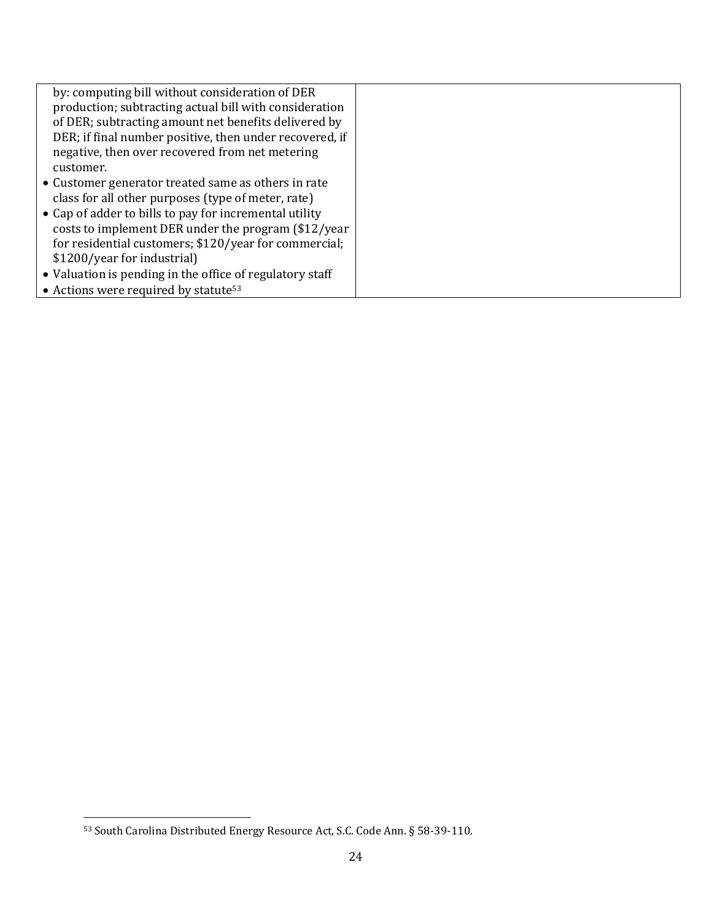| | |
|---|---|
| by: computing bill without consideration of DER production; subtracting actual bill with consideration of DER; subtracting amount net benefits delivered by DER; if final number positive, then under recovered, if negative, then over recovered from net metering customer.<br>• Customer generator treated same as others in rate class for all other purposes (type of meter, rate)<br>• Cap of adder to bills to pay for incremental utility costs to implement DER under the program ($12/year for residential customers; $120/year for commercial; $1200/year for industrial)<br>• Valuation is pending in the office of regulatory staff<br>• Actions were required by statute[53] | |

[53] South Carolina Distributed Energy Resource Act, S.C. Code Ann. § 58-39-110.